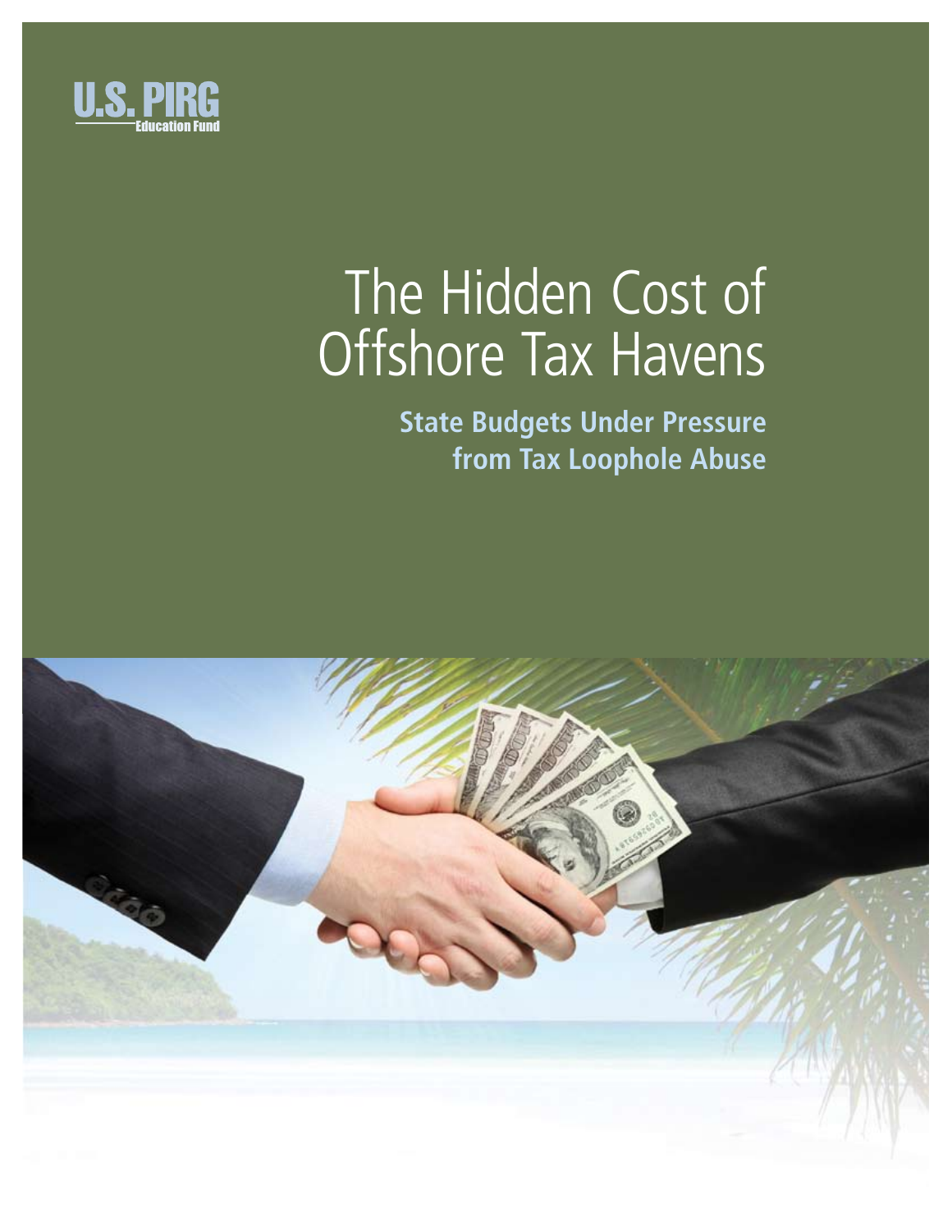U.S. PIRG Education Fund

# The Hidden Cost of Offshore Tax Havens

## State Budgets Under Pressure from Tax Loophole Abuse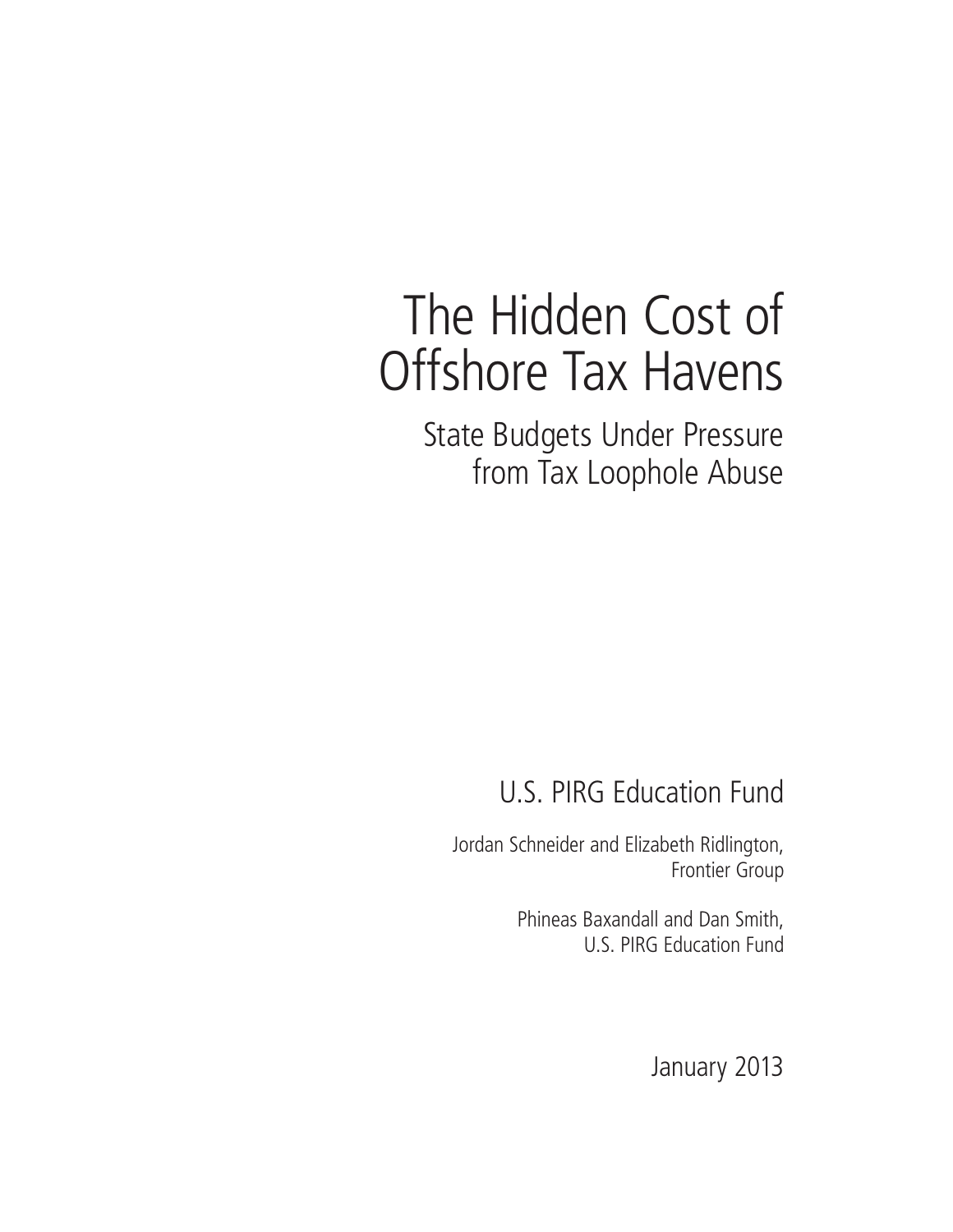# The Hidden Cost of Offshore Tax Havens

## State Budgets Under Pressure from Tax Loophole Abuse

U.S. PIRG Education Fund

Jordan Schneider and Elizabeth Ridlington, Frontier Group

Phineas Baxandall and Dan Smith, U.S. PIRG Education Fund

January 2013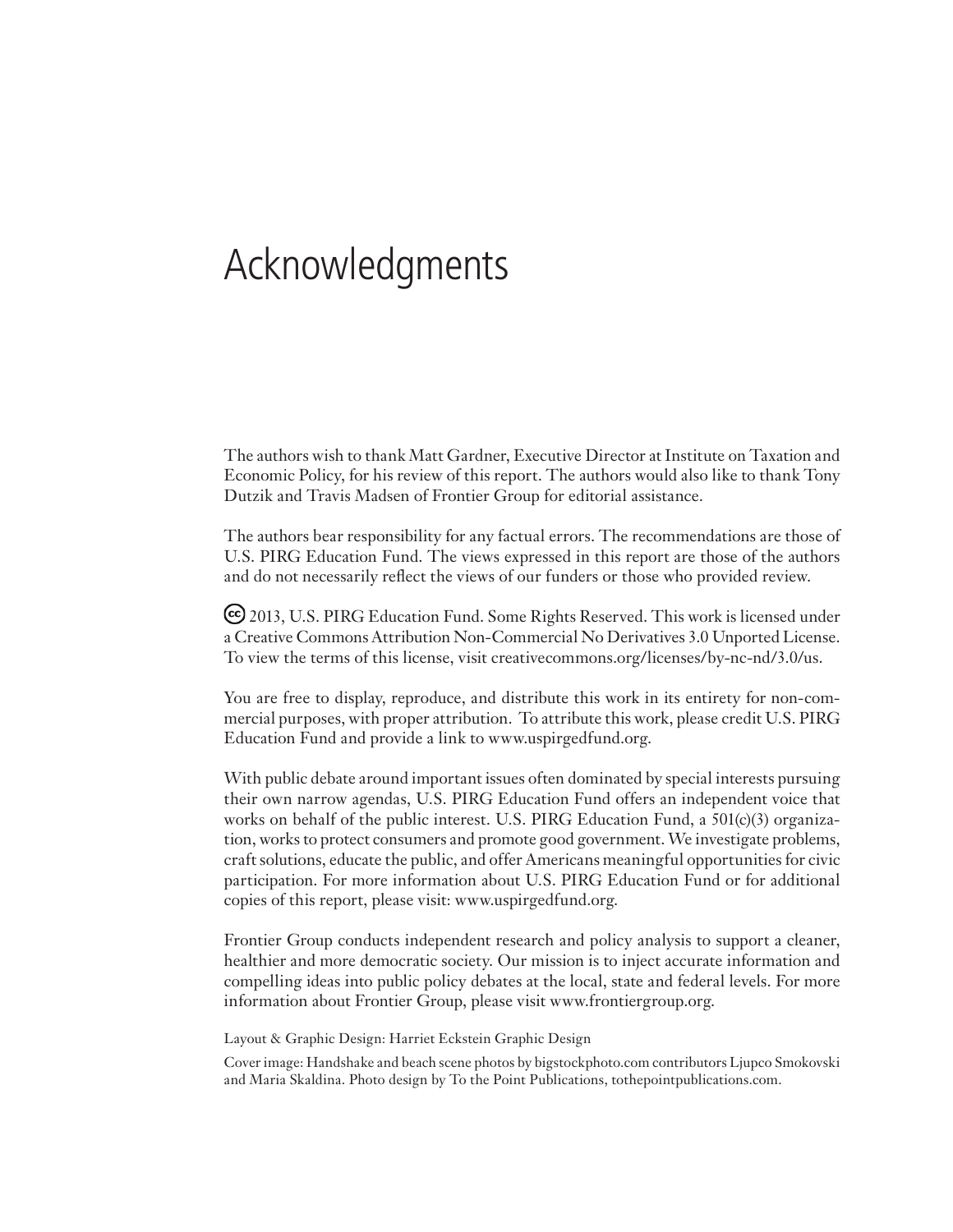# Acknowledgments

The authors wish to thank Matt Gardner, Executive Director at Institute on Taxation and Economic Policy, for his review of this report. The authors would also like to thank Tony Dutzik and Travis Madsen of Frontier Group for editorial assistance.

The authors bear responsibility for any factual errors. The recommendations are those of U.S. PIRG Education Fund. The views expressed in this report are those of the authors and do not necessarily reflect the views of our funders or those who provided review.

(cc) 2013, U.S. PIRG Education Fund. Some Rights Reserved. This work is licensed under a Creative Commons Attribution Non-Commercial No Derivatives 3.0 Unported License. To view the terms of this license, visit creativecommons.org/licenses/by-nc-nd/3.0/us.

You are free to display, reproduce, and distribute this work in its entirety for non-commercial purposes, with proper attribution. To attribute this work, please credit U.S. PIRG Education Fund and provide a link to www.uspirgedfund.org.

With public debate around important issues often dominated by special interests pursuing their own narrow agendas, U.S. PIRG Education Fund offers an independent voice that works on behalf of the public interest. U.S. PIRG Education Fund, a 501(c)(3) organization, works to protect consumers and promote good government. We investigate problems, craft solutions, educate the public, and offer Americans meaningful opportunities for civic participation. For more information about U.S. PIRG Education Fund or for additional copies of this report, please visit: www.uspirgedfund.org.

Frontier Group conducts independent research and policy analysis to support a cleaner, healthier and more democratic society. Our mission is to inject accurate information and compelling ideas into public policy debates at the local, state and federal levels. For more information about Frontier Group, please visit www.frontiergroup.org.

Layout & Graphic Design: Harriet Eckstein Graphic Design

Cover image: Handshake and beach scene photos by bigstockphoto.com contributors Ljupco Smokovski and Maria Skaldina. Photo design by To the Point Publications, tothepointpublications.com.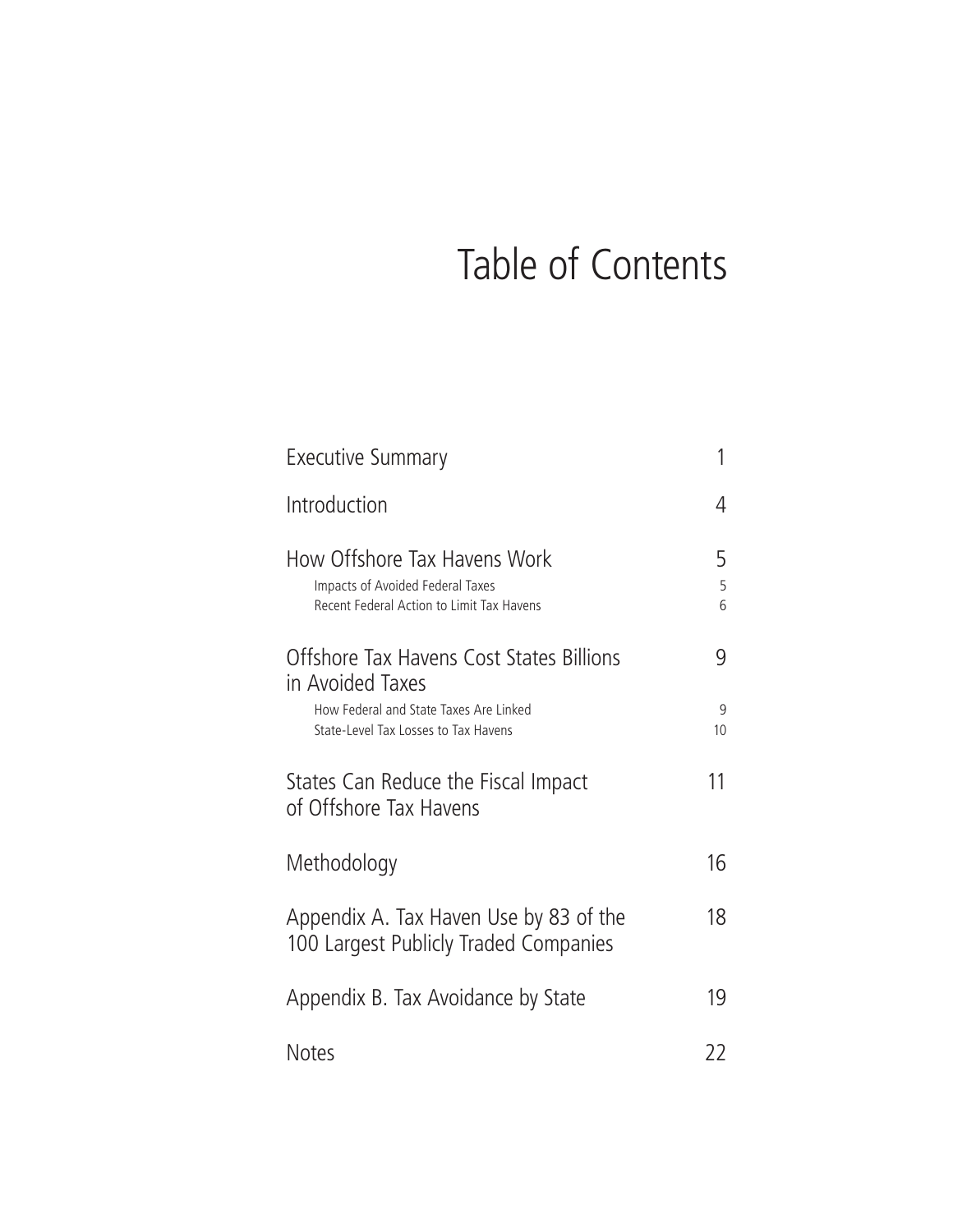# Table of Contents

| | |
|---|---|
| Executive Summary | 1 |
| Introduction | 4 |
| How Offshore Tax Havens Work | 5 |
| Impacts of Avoided Federal Taxes | 5 |
| Recent Federal Action to Limit Tax Havens | 6 |
| Offshore Tax Havens Cost States Billions in Avoided Taxes | 9 |
| How Federal and State Taxes Are Linked | 9 |
| State-Level Tax Losses to Tax Havens | 10 |
| States Can Reduce the Fiscal Impact of Offshore Tax Havens | 11 |
| Methodology | 16 |
| Appendix A. Tax Haven Use by 83 of the 100 Largest Publicly Traded Companies | 18 |
| Appendix B. Tax Avoidance by State | 19 |
| Notes | 22 |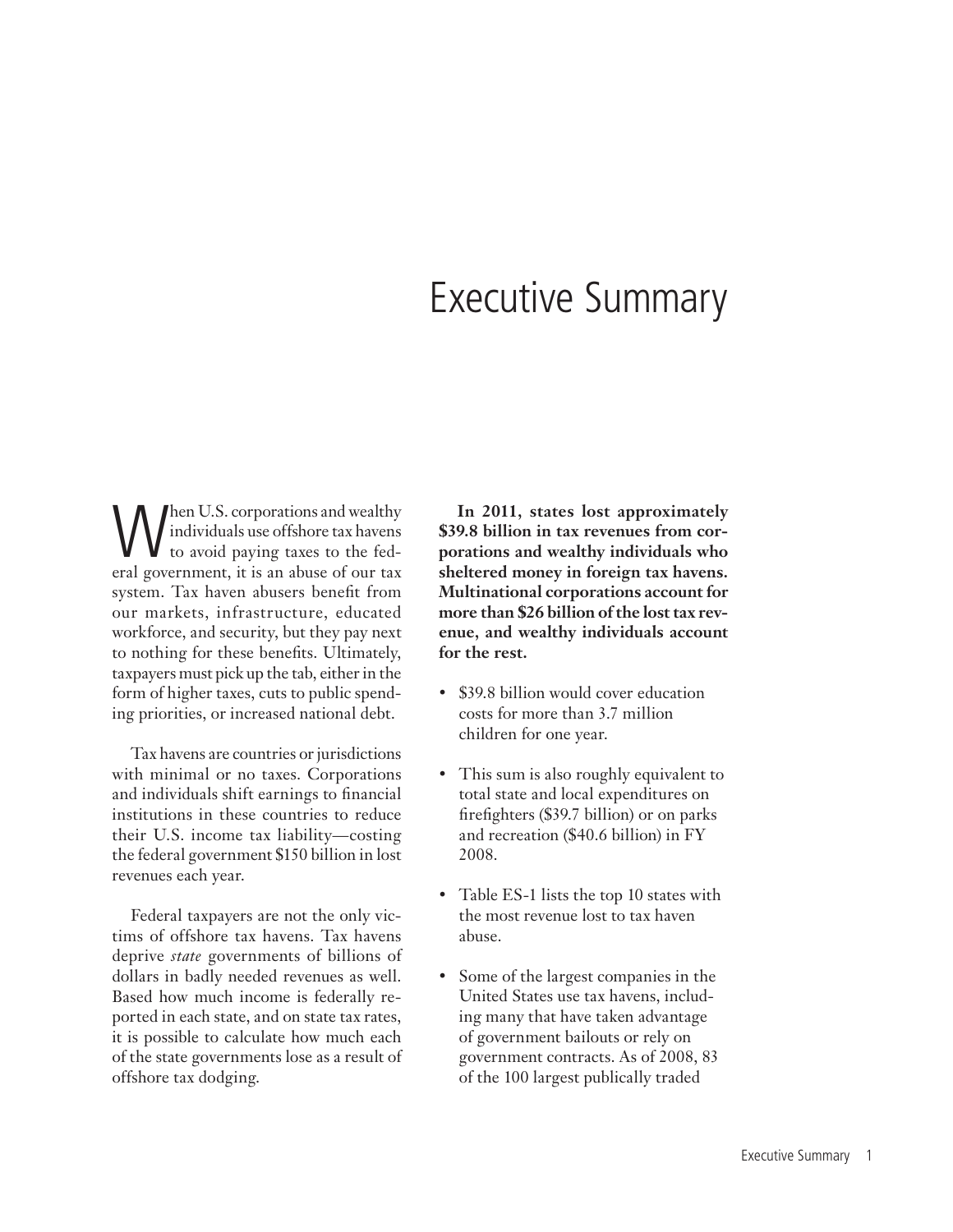# Executive Summary

When U.S. corporations and wealthy individuals use offshore tax havens to avoid paying taxes to the federal government, it is an abuse of our tax system. Tax haven abusers benefit from our markets, infrastructure, educated workforce, and security, but they pay next to nothing for these benefits. Ultimately, taxpayers must pick up the tab, either in the form of higher taxes, cuts to public spending priorities, or increased national debt.

Tax havens are countries or jurisdictions with minimal or no taxes. Corporations and individuals shift earnings to financial institutions in these countries to reduce their U.S. income tax liability—costing the federal government $150 billion in lost revenues each year.

Federal taxpayers are not the only victims of offshore tax havens. Tax havens deprive *state* governments of billions of dollars in badly needed revenues as well. Based how much income is federally reported in each state, and on state tax rates, it is possible to calculate how much each of the state governments lose as a result of offshore tax dodging.

**In 2011, states lost approximately $39.8 billion in tax revenues from corporations and wealthy individuals who sheltered money in foreign tax havens. Multinational corporations account for more than $26 billion of the lost tax revenue, and wealthy individuals account for the rest.**

- $39.8 billion would cover education costs for more than 3.7 million children for one year.
- This sum is also roughly equivalent to total state and local expenditures on firefighters ($39.7 billion) or on parks and recreation ($40.6 billion) in FY 2008.
- Table ES-1 lists the top 10 states with the most revenue lost to tax haven abuse.
- Some of the largest companies in the United States use tax havens, including many that have taken advantage of government bailouts or rely on government contracts. As of 2008, 83 of the 100 largest publically traded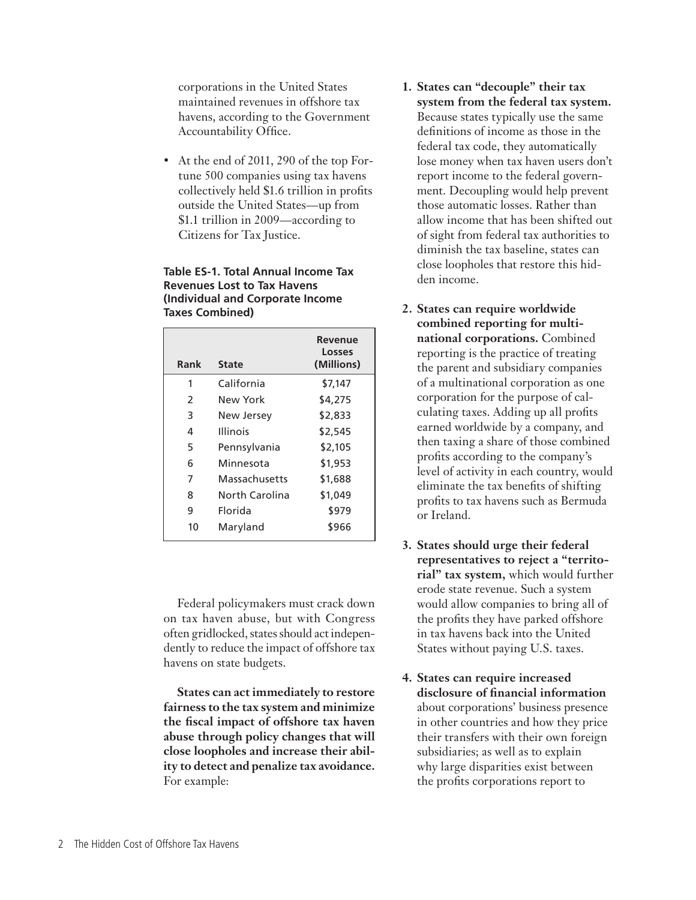corporations in the United States maintained revenues in offshore tax havens, according to the Government Accountability Office.

- At the end of 2011, 290 of the top Fortune 500 companies using tax havens collectively held $1.6 trillion in profits outside the United States—up from $1.1 trillion in 2009—according to Citizens for Tax Justice.

**Table ES-1. Total Annual Income Tax Revenues Lost to Tax Havens (Individual and Corporate Income Taxes Combined)**

| Rank | State | Revenue Losses (Millions) |
|---|---|---|
| 1 | California | $7,147 |
| 2 | New York | $4,275 |
| 3 | New Jersey | $2,833 |
| 4 | Illinois | $2,545 |
| 5 | Pennsylvania | $2,105 |
| 6 | Minnesota | $1,953 |
| 7 | Massachusetts | $1,688 |
| 8 | North Carolina | $1,049 |
| 9 | Florida | $979 |
| 10 | Maryland | $966 |

Federal policymakers must crack down on tax haven abuse, but with Congress often gridlocked, states should act independently to reduce the impact of offshore tax havens on state budgets.

**States can act immediately to restore fairness to the tax system and minimize the fiscal impact of offshore tax haven abuse through policy changes that will close loopholes and increase their ability to detect and penalize tax avoidance.** For example:

1. **States can "decouple" their tax system from the federal tax system.** Because states typically use the same definitions of income as those in the federal tax code, they automatically lose money when tax haven users don't report income to the federal government. Decoupling would help prevent those automatic losses. Rather than allow income that has been shifted out of sight from federal tax authorities to diminish the tax baseline, states can close loopholes that restore this hidden income.

2. **States can require worldwide combined reporting for multinational corporations.** Combined reporting is the practice of treating the parent and subsidiary companies of a multinational corporation as one corporation for the purpose of calculating taxes. Adding up all profits earned worldwide by a company, and then taxing a share of those combined profits according to the company's level of activity in each country, would eliminate the tax benefits of shifting profits to tax havens such as Bermuda or Ireland.

3. **States should urge their federal representatives to reject a "territorial" tax system,** which would further erode state revenue. Such a system would allow companies to bring all of the profits they have parked offshore in tax havens back into the United States without paying U.S. taxes.

4. **States can require increased disclosure of financial information** about corporations' business presence in other countries and how they price their transfers with their own foreign subsidiaries; as well as to explain why large disparities exist between the profits corporations report to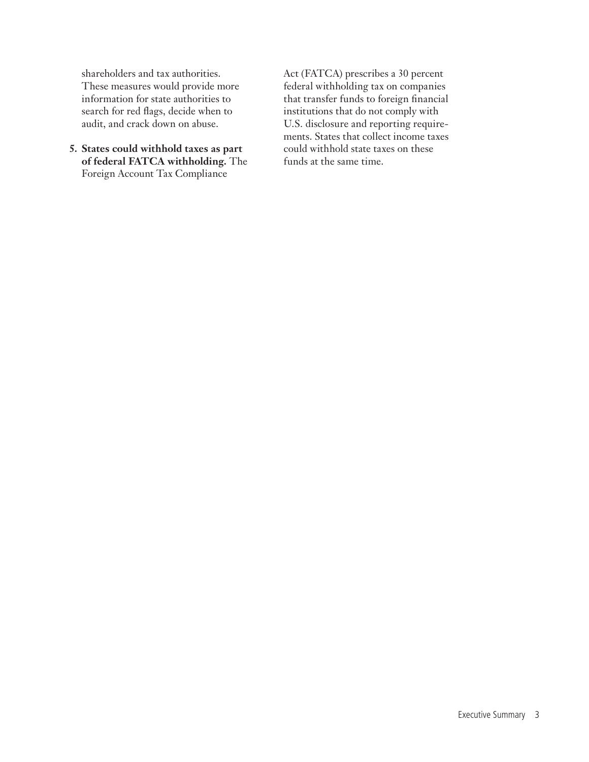shareholders and tax authorities. These measures would provide more information for state authorities to search for red flags, decide when to audit, and crack down on abuse.

5. **States could withhold taxes as part of federal FATCA withholding.** The Foreign Account Tax Compliance Act (FATCA) prescribes a 30 percent federal withholding tax on companies that transfer funds to foreign financial institutions that do not comply with U.S. disclosure and reporting requirements. States that collect income taxes could withhold state taxes on these funds at the same time.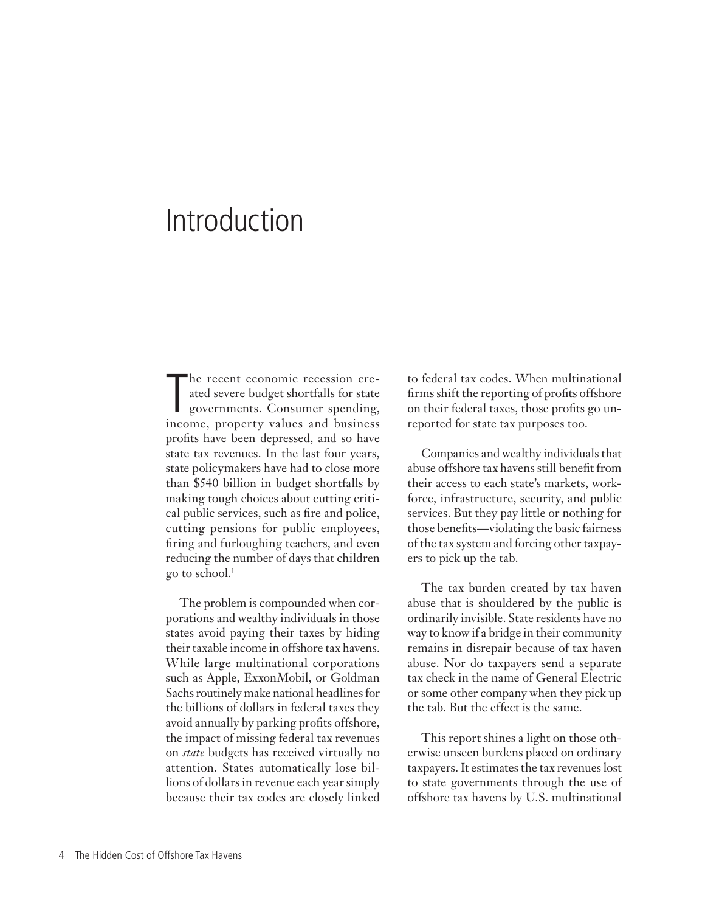# Introduction

The recent economic recession created severe budget shortfalls for state governments. Consumer spending, income, property values and business profits have been depressed, and so have state tax revenues. In the last four years, state policymakers have had to close more than $540 billion in budget shortfalls by making tough choices about cutting critical public services, such as fire and police, cutting pensions for public employees, firing and furloughing teachers, and even reducing the number of days that children go to school.[1]

The problem is compounded when corporations and wealthy individuals in those states avoid paying their taxes by hiding their taxable income in offshore tax havens. While large multinational corporations such as Apple, ExxonMobil, or Goldman Sachs routinely make national headlines for the billions of dollars in federal taxes they avoid annually by parking profits offshore, the impact of missing federal tax revenues on *state* budgets has received virtually no attention. States automatically lose billions of dollars in revenue each year simply because their tax codes are closely linked to federal tax codes. When multinational firms shift the reporting of profits offshore on their federal taxes, those profits go unreported for state tax purposes too.

Companies and wealthy individuals that abuse offshore tax havens still benefit from their access to each state's markets, workforce, infrastructure, security, and public services. But they pay little or nothing for those benefits—violating the basic fairness of the tax system and forcing other taxpayers to pick up the tab.

The tax burden created by tax haven abuse that is shouldered by the public is ordinarily invisible. State residents have no way to know if a bridge in their community remains in disrepair because of tax haven abuse. Nor do taxpayers send a separate tax check in the name of General Electric or some other company when they pick up the tab. But the effect is the same.

This report shines a light on those otherwise unseen burdens placed on ordinary taxpayers. It estimates the tax revenues lost to state governments through the use of offshore tax havens by U.S. multinational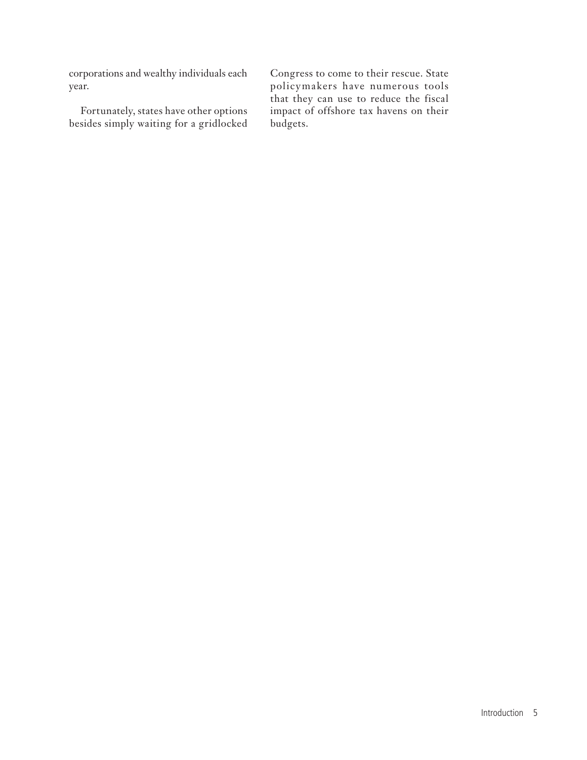corporations and wealthy individuals each year.

Fortunately, states have other options besides simply waiting for a gridlocked Congress to come to their rescue. State policymakers have numerous tools that they can use to reduce the fiscal impact of offshore tax havens on their budgets.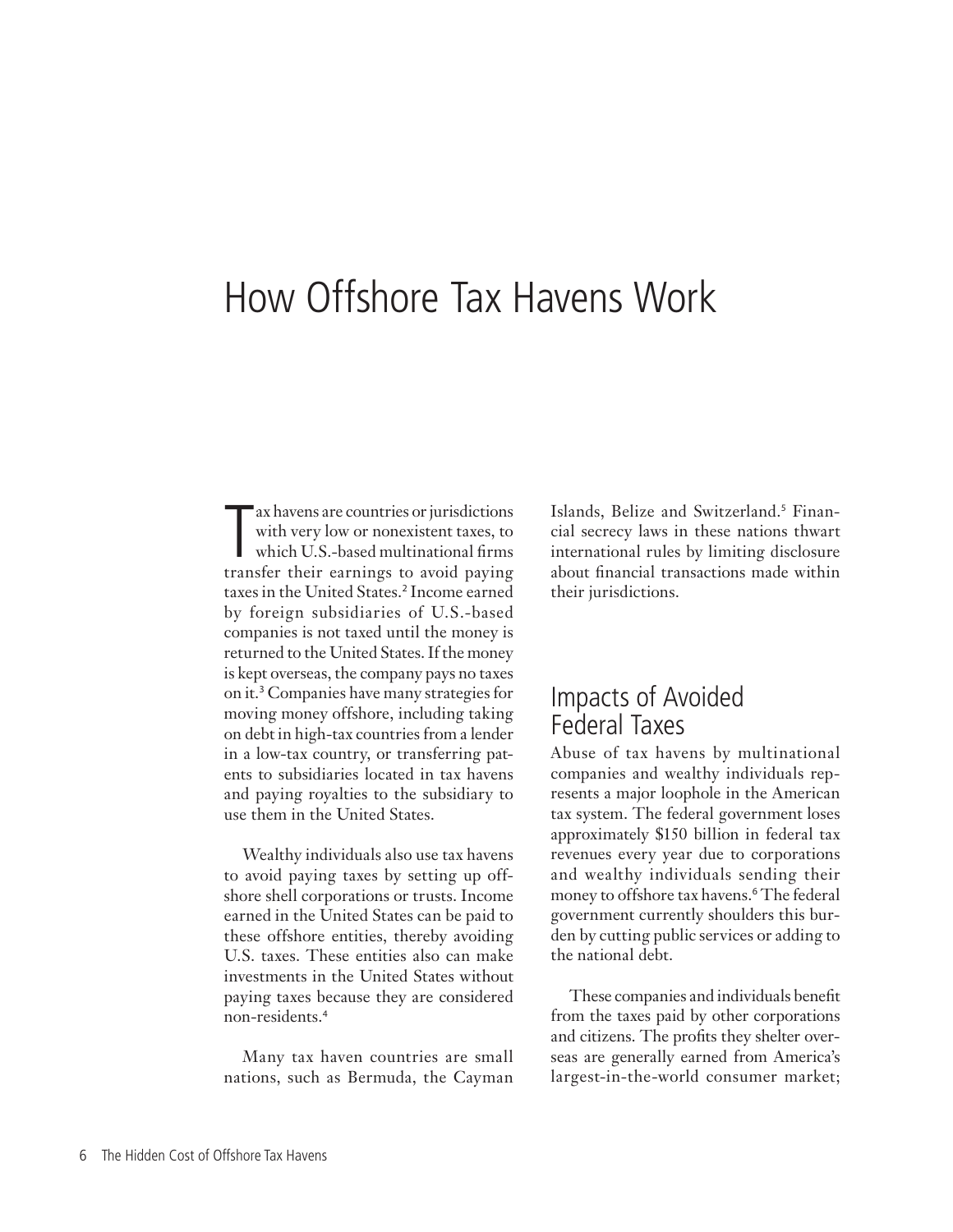# How Offshore Tax Havens Work

Tax havens are countries or jurisdictions with very low or nonexistent taxes, to which U.S.-based multinational firms transfer their earnings to avoid paying taxes in the United States.[2] Income earned by foreign subsidiaries of U.S.-based companies is not taxed until the money is returned to the United States. If the money is kept overseas, the company pays no taxes on it.[3] Companies have many strategies for moving money offshore, including taking on debt in high-tax countries from a lender in a low-tax country, or transferring patents to subsidiaries located in tax havens and paying royalties to the subsidiary to use them in the United States.

Wealthy individuals also use tax havens to avoid paying taxes by setting up offshore shell corporations or trusts. Income earned in the United States can be paid to these offshore entities, thereby avoiding U.S. taxes. These entities also can make investments in the United States without paying taxes because they are considered non-residents.[4]

Many tax haven countries are small nations, such as Bermuda, the Cayman Islands, Belize and Switzerland.[5] Financial secrecy laws in these nations thwart international rules by limiting disclosure about financial transactions made within their jurisdictions.

## Impacts of Avoided Federal Taxes

Abuse of tax havens by multinational companies and wealthy individuals represents a major loophole in the American tax system. The federal government loses approximately $150 billion in federal tax revenues every year due to corporations and wealthy individuals sending their money to offshore tax havens.[6] The federal government currently shoulders this burden by cutting public services or adding to the national debt.

These companies and individuals benefit from the taxes paid by other corporations and citizens. The profits they shelter overseas are generally earned from America's largest-in-the-world consumer market;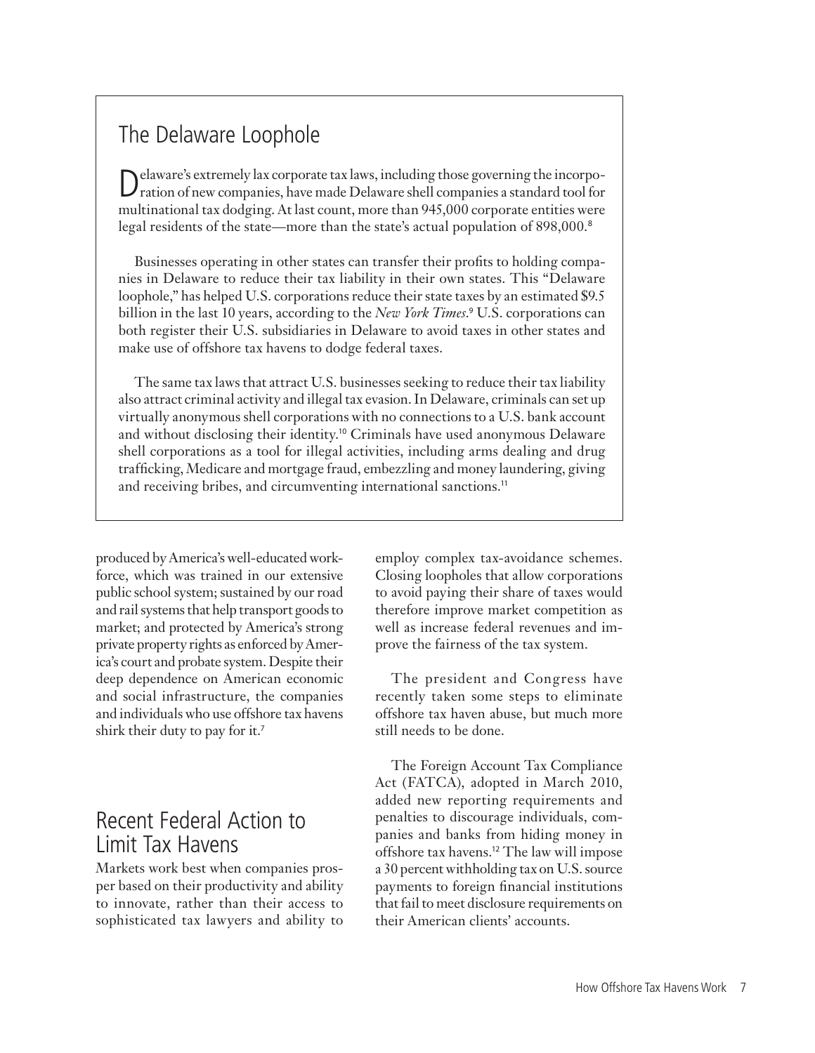## The Delaware Loophole

Delaware's extremely lax corporate tax laws, including those governing the incorporation of new companies, have made Delaware shell companies a standard tool for multinational tax dodging. At last count, more than 945,000 corporate entities were legal residents of the state—more than the state's actual population of 898,000.[8]

Businesses operating in other states can transfer their profits to holding companies in Delaware to reduce their tax liability in their own states. This "Delaware loophole," has helped U.S. corporations reduce their state taxes by an estimated $9.5 billion in the last 10 years, according to the *New York Times*.[9] U.S. corporations can both register their U.S. subsidiaries in Delaware to avoid taxes in other states and make use of offshore tax havens to dodge federal taxes.

The same tax laws that attract U.S. businesses seeking to reduce their tax liability also attract criminal activity and illegal tax evasion. In Delaware, criminals can set up virtually anonymous shell corporations with no connections to a U.S. bank account and without disclosing their identity.[10] Criminals have used anonymous Delaware shell corporations as a tool for illegal activities, including arms dealing and drug trafficking, Medicare and mortgage fraud, embezzling and money laundering, giving and receiving bribes, and circumventing international sanctions.[11]

produced by America's well-educated workforce, which was trained in our extensive public school system; sustained by our road and rail systems that help transport goods to market; and protected by America's strong private property rights as enforced by America's court and probate system. Despite their deep dependence on American economic and social infrastructure, the companies and individuals who use offshore tax havens shirk their duty to pay for it.[7]

## Recent Federal Action to Limit Tax Havens

Markets work best when companies prosper based on their productivity and ability to innovate, rather than their access to sophisticated tax lawyers and ability to employ complex tax-avoidance schemes. Closing loopholes that allow corporations to avoid paying their share of taxes would therefore improve market competition as well as increase federal revenues and improve the fairness of the tax system.

The president and Congress have recently taken some steps to eliminate offshore tax haven abuse, but much more still needs to be done.

The Foreign Account Tax Compliance Act (FATCA), adopted in March 2010, added new reporting requirements and penalties to discourage individuals, companies and banks from hiding money in offshore tax havens.[12] The law will impose a 30 percent withholding tax on U.S. source payments to foreign financial institutions that fail to meet disclosure requirements on their American clients' accounts.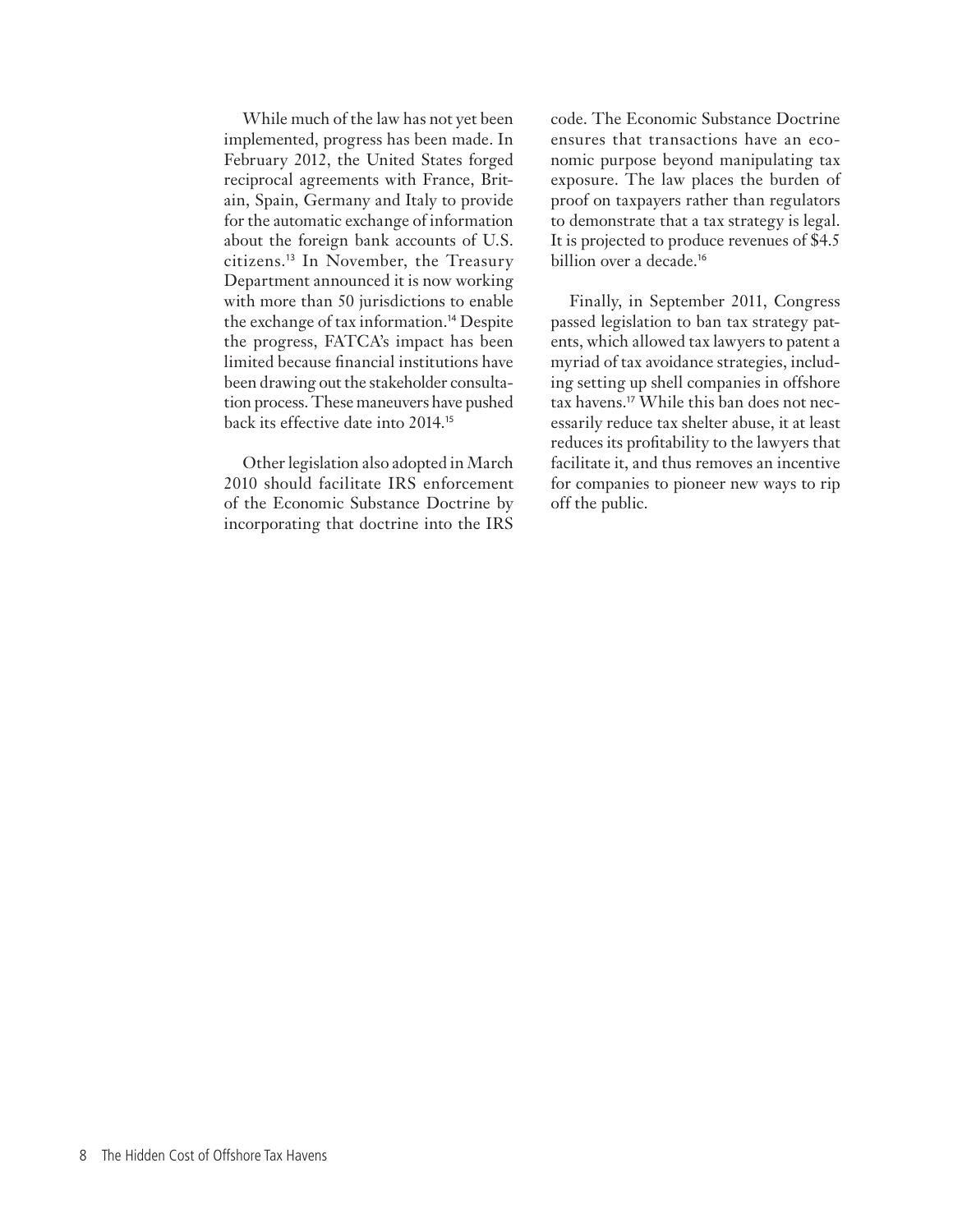While much of the law has not yet been implemented, progress has been made. In February 2012, the United States forged reciprocal agreements with France, Britain, Spain, Germany and Italy to provide for the automatic exchange of information about the foreign bank accounts of U.S. citizens.[13] In November, the Treasury Department announced it is now working with more than 50 jurisdictions to enable the exchange of tax information.[14] Despite the progress, FATCA's impact has been limited because financial institutions have been drawing out the stakeholder consultation process. These maneuvers have pushed back its effective date into 2014.[15]

Other legislation also adopted in March 2010 should facilitate IRS enforcement of the Economic Substance Doctrine by incorporating that doctrine into the IRS code. The Economic Substance Doctrine ensures that transactions have an economic purpose beyond manipulating tax exposure. The law places the burden of proof on taxpayers rather than regulators to demonstrate that a tax strategy is legal. It is projected to produce revenues of $4.5 billion over a decade.[16]

Finally, in September 2011, Congress passed legislation to ban tax strategy patents, which allowed tax lawyers to patent a myriad of tax avoidance strategies, including setting up shell companies in offshore tax havens.[17] While this ban does not necessarily reduce tax shelter abuse, it at least reduces its profitability to the lawyers that facilitate it, and thus removes an incentive for companies to pioneer new ways to rip off the public.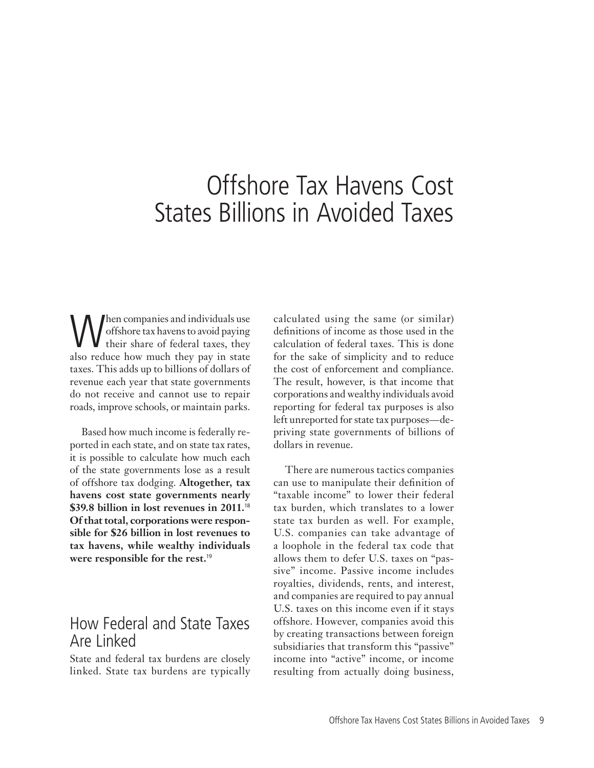# Offshore Tax Havens Cost States Billions in Avoided Taxes

When companies and individuals use offshore tax havens to avoid paying their share of federal taxes, they also reduce how much they pay in state taxes. This adds up to billions of dollars of revenue each year that state governments do not receive and cannot use to repair roads, improve schools, or maintain parks.

Based how much income is federally reported in each state, and on state tax rates, it is possible to calculate how much each of the state governments lose as a result of offshore tax dodging. **Altogether, tax havens cost state governments nearly \$39.8 billion in lost revenues in 2011.**[18] **Of that total, corporations were responsible for \$26 billion in lost revenues to tax havens, while wealthy individuals were responsible for the rest.**[19]

## How Federal and State Taxes Are Linked

State and federal tax burdens are closely linked. State tax burdens are typically calculated using the same (or similar) definitions of income as those used in the calculation of federal taxes. This is done for the sake of simplicity and to reduce the cost of enforcement and compliance. The result, however, is that income that corporations and wealthy individuals avoid reporting for federal tax purposes is also left unreported for state tax purposes—depriving state governments of billions of dollars in revenue.

There are numerous tactics companies can use to manipulate their definition of "taxable income" to lower their federal tax burden, which translates to a lower state tax burden as well. For example, U.S. companies can take advantage of a loophole in the federal tax code that allows them to defer U.S. taxes on "passive" income. Passive income includes royalties, dividends, rents, and interest, and companies are required to pay annual U.S. taxes on this income even if it stays offshore. However, companies avoid this by creating transactions between foreign subsidiaries that transform this "passive" income into "active" income, or income resulting from actually doing business,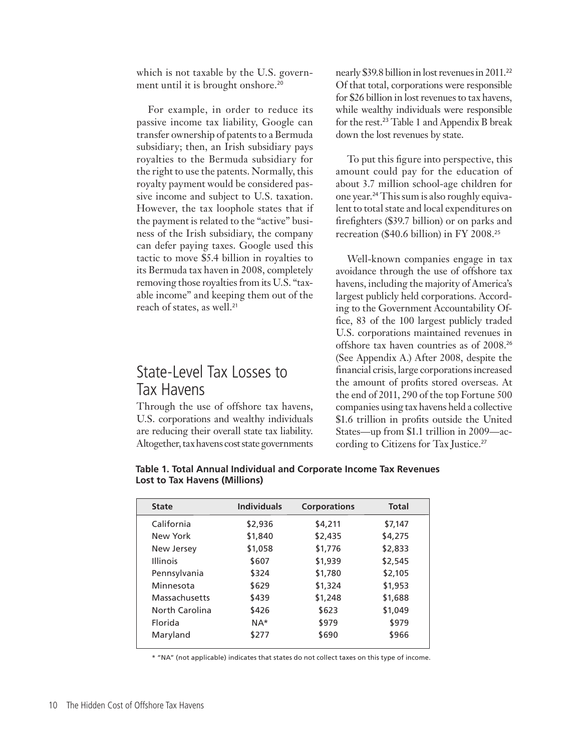which is not taxable by the U.S. government until it is brought onshore.[20]

For example, in order to reduce its passive income tax liability, Google can transfer ownership of patents to a Bermuda subsidiary; then, an Irish subsidiary pays royalties to the Bermuda subsidiary for the right to use the patents. Normally, this royalty payment would be considered passive income and subject to U.S. taxation. However, the tax loophole states that if the payment is related to the "active" business of the Irish subsidiary, the company can defer paying taxes. Google used this tactic to move $5.4 billion in royalties to its Bermuda tax haven in 2008, completely removing those royalties from its U.S. "taxable income" and keeping them out of the reach of states, as well.[21]

## State-Level Tax Losses to Tax Havens

Through the use of offshore tax havens, U.S. corporations and wealthy individuals are reducing their overall state tax liability. Altogether, tax havens cost state governments nearly $39.8 billion in lost revenues in 2011.[22] Of that total, corporations were responsible for $26 billion in lost revenues to tax havens, while wealthy individuals were responsible for the rest.[23] Table 1 and Appendix B break down the lost revenues by state.

To put this figure into perspective, this amount could pay for the education of about 3.7 million school-age children for one year.[24] This sum is also roughly equivalent to total state and local expenditures on firefighters ($39.7 billion) or on parks and recreation ($40.6 billion) in FY 2008.[25]

Well-known companies engage in tax avoidance through the use of offshore tax havens, including the majority of America's largest publicly held corporations. According to the Government Accountability Office, 83 of the 100 largest publicly traded U.S. corporations maintained revenues in offshore tax haven countries as of 2008.[26] (See Appendix A.) After 2008, despite the financial crisis, large corporations increased the amount of profits stored overseas. At the end of 2011, 290 of the top Fortune 500 companies using tax havens held a collective $1.6 trillion in profits outside the United States—up from $1.1 trillion in 2009—according to Citizens for Tax Justice.[27]

**Table 1. Total Annual Individual and Corporate Income Tax Revenues Lost to Tax Havens (Millions)**

| State | Individuals | Corporations | Total |
|---|---|---|---|
| California | $2,936 | $4,211 | $7,147 |
| New York | $1,840 | $2,435 | $4,275 |
| New Jersey | $1,058 | $1,776 | $2,833 |
| Illinois | $607 | $1,939 | $2,545 |
| Pennsylvania | $324 | $1,780 | $2,105 |
| Minnesota | $629 | $1,324 | $1,953 |
| Massachusetts | $439 | $1,248 | $1,688 |
| North Carolina | $426 | $623 | $1,049 |
| Florida | NA* | $979 | $979 |
| Maryland | $277 | $690 | $966 |

\* "NA" (not applicable) indicates that states do not collect taxes on this type of income.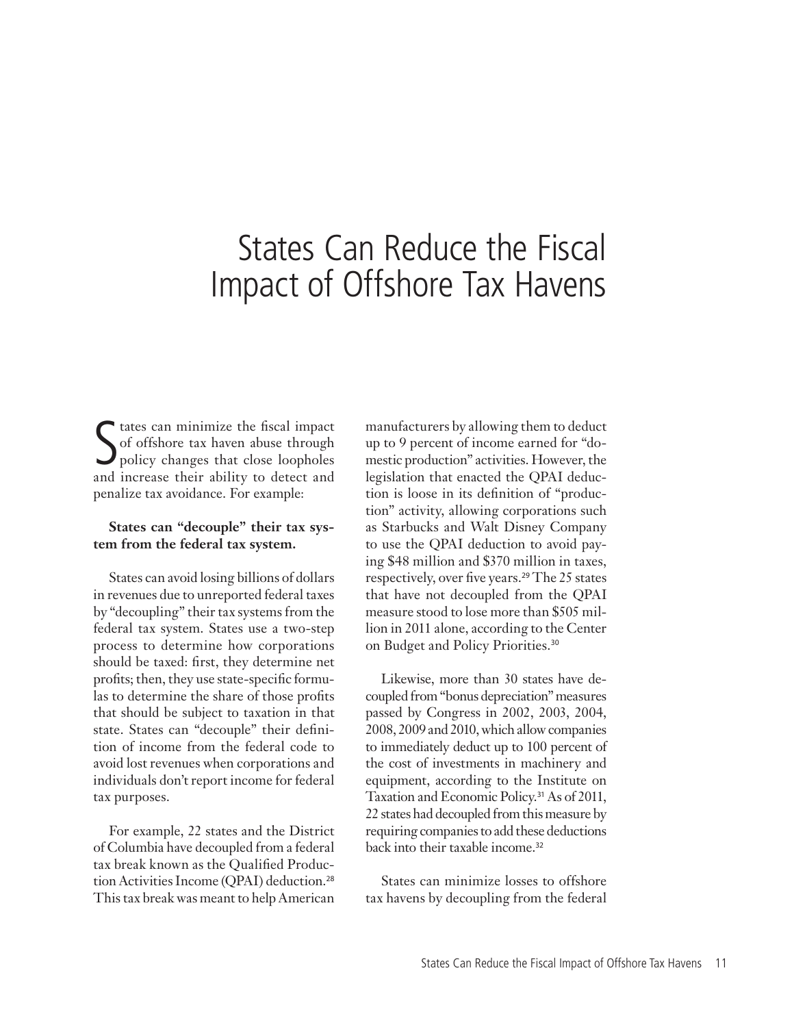# States Can Reduce the Fiscal Impact of Offshore Tax Havens

States can minimize the fiscal impact of offshore tax haven abuse through policy changes that close loopholes and increase their ability to detect and penalize tax avoidance. For example:

**States can "decouple" their tax system from the federal tax system.**

States can avoid losing billions of dollars in revenues due to unreported federal taxes by "decoupling" their tax systems from the federal tax system. States use a two-step process to determine how corporations should be taxed: first, they determine net profits; then, they use state-specific formulas to determine the share of those profits that should be subject to taxation in that state. States can "decouple" their definition of income from the federal code to avoid lost revenues when corporations and individuals don't report income for federal tax purposes.

For example, 22 states and the District of Columbia have decoupled from a federal tax break known as the Qualified Production Activities Income (QPAI) deduction.[28] This tax break was meant to help American manufacturers by allowing them to deduct up to 9 percent of income earned for "domestic production" activities. However, the legislation that enacted the QPAI deduction is loose in its definition of "production" activity, allowing corporations such as Starbucks and Walt Disney Company to use the QPAI deduction to avoid paying $48 million and $370 million in taxes, respectively, over five years.[29] The 25 states that have not decoupled from the QPAI measure stood to lose more than $505 million in 2011 alone, according to the Center on Budget and Policy Priorities.[30]

Likewise, more than 30 states have decoupled from "bonus depreciation" measures passed by Congress in 2002, 2003, 2004, 2008, 2009 and 2010, which allow companies to immediately deduct up to 100 percent of the cost of investments in machinery and equipment, according to the Institute on Taxation and Economic Policy.[31] As of 2011, 22 states had decoupled from this measure by requiring companies to add these deductions back into their taxable income.[32]

States can minimize losses to offshore tax havens by decoupling from the federal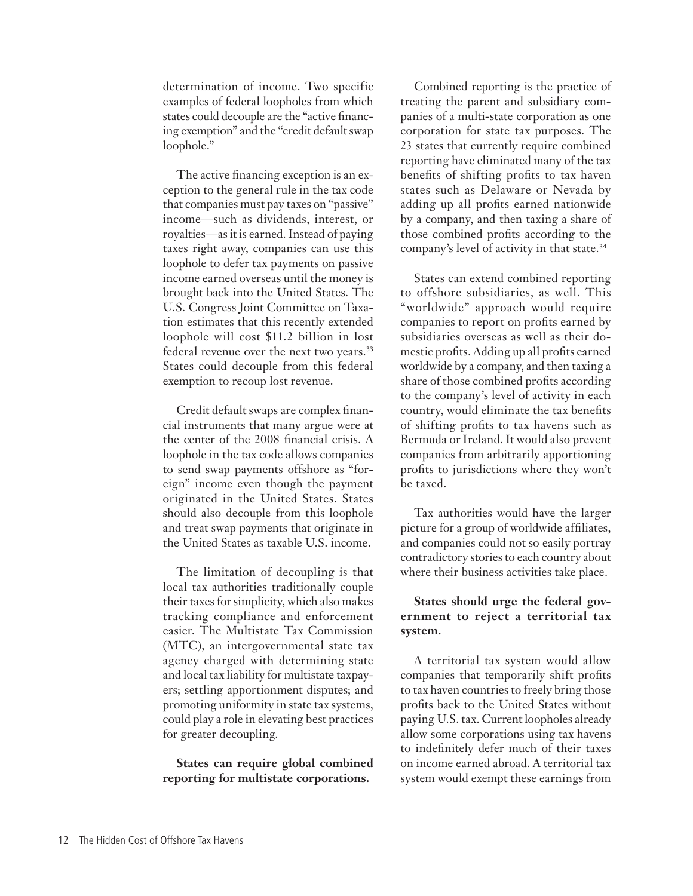determination of income. Two specific examples of federal loopholes from which states could decouple are the "active financing exemption" and the "credit default swap loophole."

The active financing exception is an exception to the general rule in the tax code that companies must pay taxes on "passive" income—such as dividends, interest, or royalties—as it is earned. Instead of paying taxes right away, companies can use this loophole to defer tax payments on passive income earned overseas until the money is brought back into the United States. The U.S. Congress Joint Committee on Taxation estimates that this recently extended loophole will cost $11.2 billion in lost federal revenue over the next two years.[33] States could decouple from this federal exemption to recoup lost revenue.

Credit default swaps are complex financial instruments that many argue were at the center of the 2008 financial crisis. A loophole in the tax code allows companies to send swap payments offshore as "foreign" income even though the payment originated in the United States. States should also decouple from this loophole and treat swap payments that originate in the United States as taxable U.S. income.

The limitation of decoupling is that local tax authorities traditionally couple their taxes for simplicity, which also makes tracking compliance and enforcement easier. The Multistate Tax Commission (MTC), an intergovernmental state tax agency charged with determining state and local tax liability for multistate taxpayers; settling apportionment disputes; and promoting uniformity in state tax systems, could play a role in elevating best practices for greater decoupling.

**States can require global combined reporting for multistate corporations.**

Combined reporting is the practice of treating the parent and subsidiary companies of a multi-state corporation as one corporation for state tax purposes. The 23 states that currently require combined reporting have eliminated many of the tax benefits of shifting profits to tax haven states such as Delaware or Nevada by adding up all profits earned nationwide by a company, and then taxing a share of those combined profits according to the company's level of activity in that state.[34]

States can extend combined reporting to offshore subsidiaries, as well. This "worldwide" approach would require companies to report on profits earned by subsidiaries overseas as well as their domestic profits. Adding up all profits earned worldwide by a company, and then taxing a share of those combined profits according to the company's level of activity in each country, would eliminate the tax benefits of shifting profits to tax havens such as Bermuda or Ireland. It would also prevent companies from arbitrarily apportioning profits to jurisdictions where they won't be taxed.

Tax authorities would have the larger picture for a group of worldwide affiliates, and companies could not so easily portray contradictory stories to each country about where their business activities take place.

**States should urge the federal government to reject a territorial tax system.**

A territorial tax system would allow companies that temporarily shift profits to tax haven countries to freely bring those profits back to the United States without paying U.S. tax. Current loopholes already allow some corporations using tax havens to indefinitely defer much of their taxes on income earned abroad. A territorial tax system would exempt these earnings from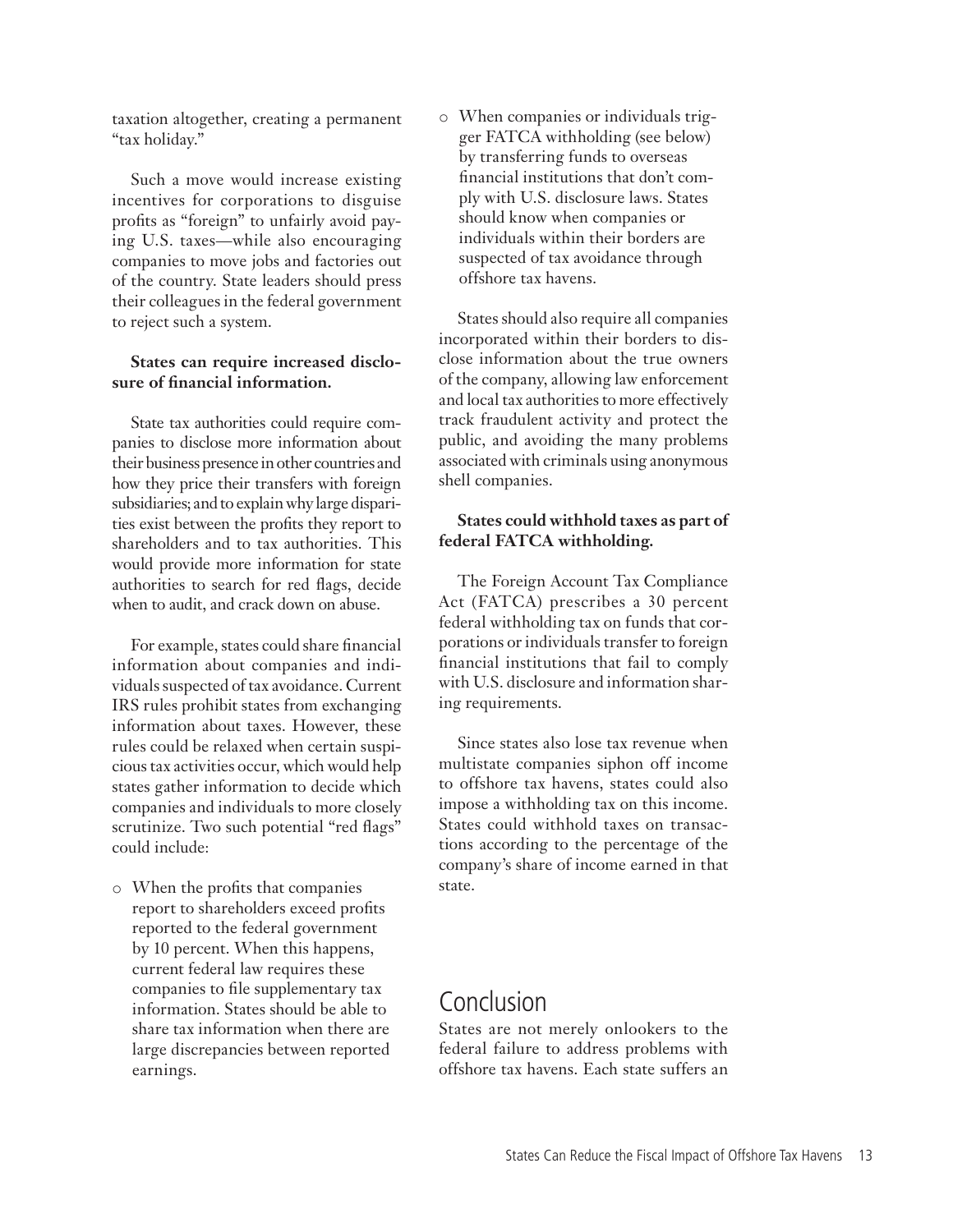taxation altogether, creating a permanent "tax holiday."

Such a move would increase existing incentives for corporations to disguise profits as "foreign" to unfairly avoid paying U.S. taxes—while also encouraging companies to move jobs and factories out of the country. State leaders should press their colleagues in the federal government to reject such a system.

**States can require increased disclosure of financial information.**

State tax authorities could require companies to disclose more information about their business presence in other countries and how they price their transfers with foreign subsidiaries; and to explain why large disparities exist between the profits they report to shareholders and to tax authorities. This would provide more information for state authorities to search for red flags, decide when to audit, and crack down on abuse.

For example, states could share financial information about companies and individuals suspected of tax avoidance. Current IRS rules prohibit states from exchanging information about taxes. However, these rules could be relaxed when certain suspicious tax activities occur, which would help states gather information to decide which companies and individuals to more closely scrutinize. Two such potential "red flags" could include:

- When the profits that companies report to shareholders exceed profits reported to the federal government by 10 percent. When this happens, current federal law requires these companies to file supplementary tax information. States should be able to share tax information when there are large discrepancies between reported earnings.
- When companies or individuals trigger FATCA withholding (see below) by transferring funds to overseas financial institutions that don't comply with U.S. disclosure laws. States should know when companies or individuals within their borders are suspected of tax avoidance through offshore tax havens.

States should also require all companies incorporated within their borders to disclose information about the true owners of the company, allowing law enforcement and local tax authorities to more effectively track fraudulent activity and protect the public, and avoiding the many problems associated with criminals using anonymous shell companies.

**States could withhold taxes as part of federal FATCA withholding.**

The Foreign Account Tax Compliance Act (FATCA) prescribes a 30 percent federal withholding tax on funds that corporations or individuals transfer to foreign financial institutions that fail to comply with U.S. disclosure and information sharing requirements.

Since states also lose tax revenue when multistate companies siphon off income to offshore tax havens, states could also impose a withholding tax on this income. States could withhold taxes on transactions according to the percentage of the company's share of income earned in that state.

## Conclusion

States are not merely onlookers to the federal failure to address problems with offshore tax havens. Each state suffers an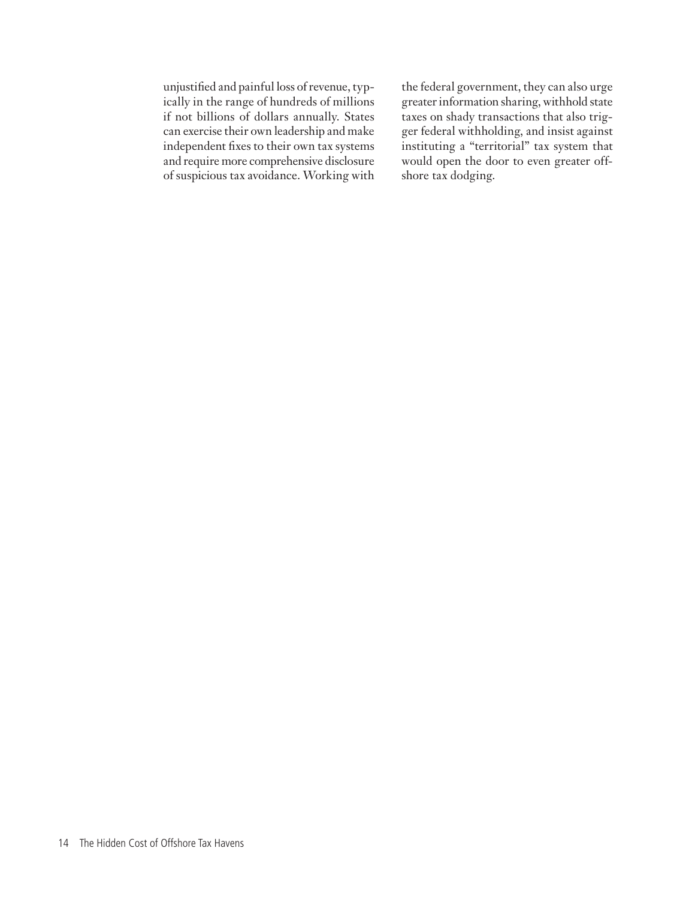unjustified and painful loss of revenue, typically in the range of hundreds of millions if not billions of dollars annually. States can exercise their own leadership and make independent fixes to their own tax systems and require more comprehensive disclosure of suspicious tax avoidance. Working with the federal government, they can also urge greater information sharing, withhold state taxes on shady transactions that also trigger federal withholding, and insist against instituting a "territorial" tax system that would open the door to even greater offshore tax dodging.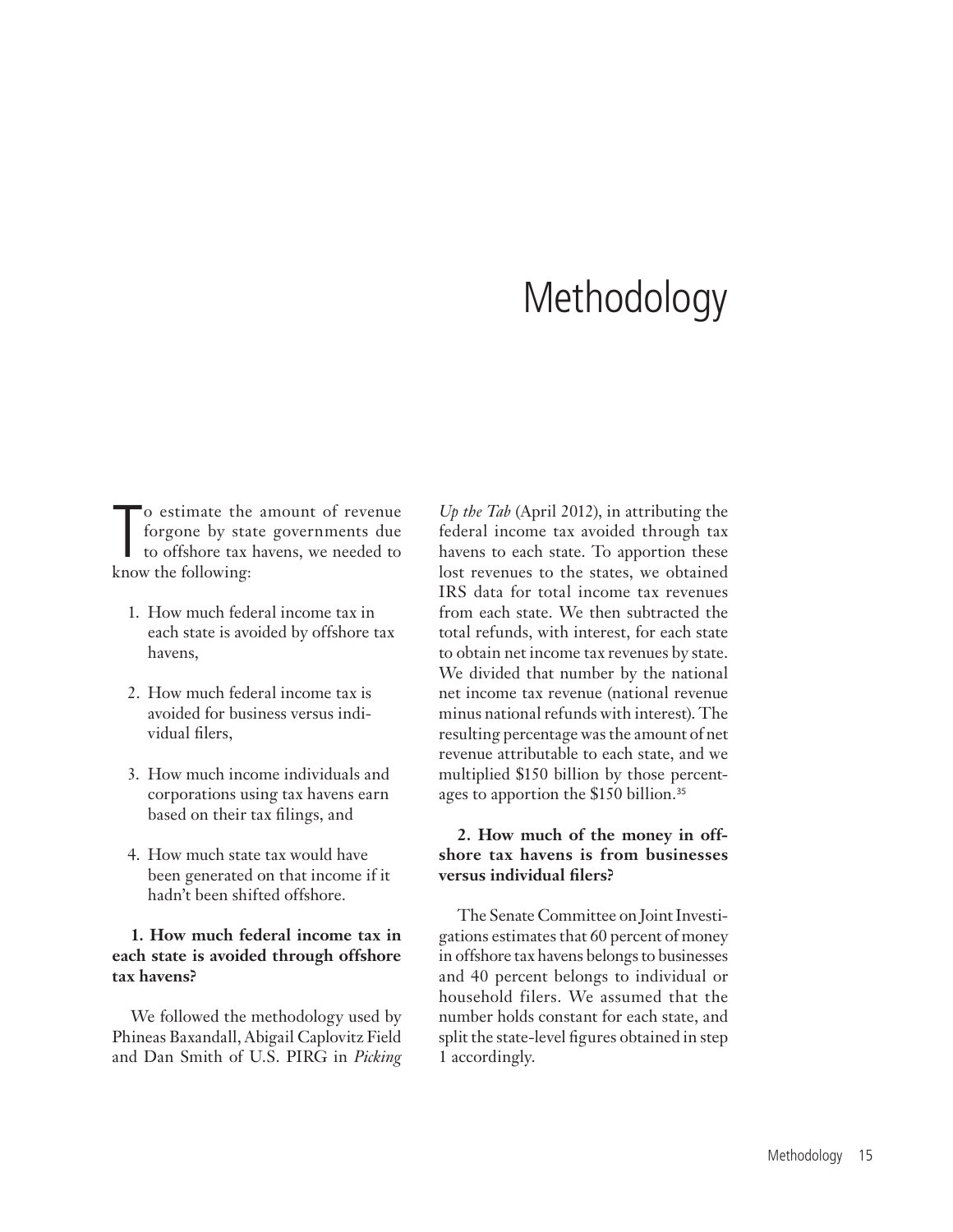# Methodology

To estimate the amount of revenue forgone by state governments due to offshore tax havens, we needed to know the following:

1. How much federal income tax in each state is avoided by offshore tax havens,
2. How much federal income tax is avoided for business versus individual filers,
3. How much income individuals and corporations using tax havens earn based on their tax filings, and
4. How much state tax would have been generated on that income if it hadn't been shifted offshore.

**1. How much federal income tax in each state is avoided through offshore tax havens?**

We followed the methodology used by Phineas Baxandall, Abigail Caplovitz Field and Dan Smith of U.S. PIRG in *Picking Up the Tab* (April 2012), in attributing the federal income tax avoided through tax havens to each state. To apportion these lost revenues to the states, we obtained IRS data for total income tax revenues from each state. We then subtracted the total refunds, with interest, for each state to obtain net income tax revenues by state. We divided that number by the national net income tax revenue (national revenue minus national refunds with interest). The resulting percentage was the amount of net revenue attributable to each state, and we multiplied $150 billion by those percentages to apportion the $150 billion.[35]

**2. How much of the money in offshore tax havens is from businesses versus individual filers?**

The Senate Committee on Joint Investigations estimates that 60 percent of money in offshore tax havens belongs to businesses and 40 percent belongs to individual or household filers. We assumed that the number holds constant for each state, and split the state-level figures obtained in step 1 accordingly.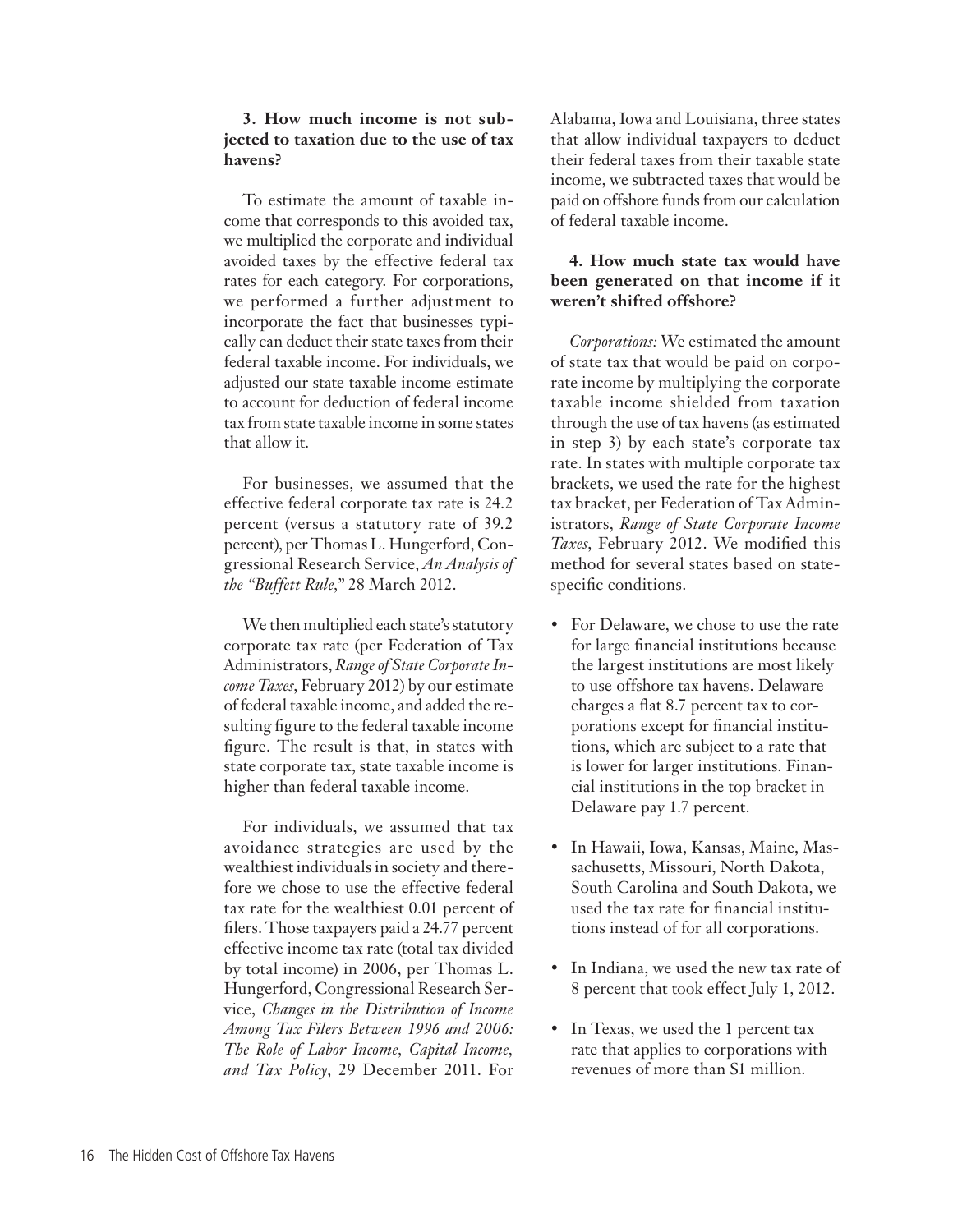### 3. How much income is not subjected to taxation due to the use of tax havens?

To estimate the amount of taxable income that corresponds to this avoided tax, we multiplied the corporate and individual avoided taxes by the effective federal tax rates for each category. For corporations, we performed a further adjustment to incorporate the fact that businesses typically can deduct their state taxes from their federal taxable income. For individuals, we adjusted our state taxable income estimate to account for deduction of federal income tax from state taxable income in some states that allow it.

For businesses, we assumed that the effective federal corporate tax rate is 24.2 percent (versus a statutory rate of 39.2 percent), per Thomas L. Hungerford, Congressional Research Service, *An Analysis of the "Buffett Rule*," 28 March 2012.

We then multiplied each state's statutory corporate tax rate (per Federation of Tax Administrators, *Range of State Corporate Income Taxes*, February 2012) by our estimate of federal taxable income, and added the resulting figure to the federal taxable income figure. The result is that, in states with state corporate tax, state taxable income is higher than federal taxable income.

For individuals, we assumed that tax avoidance strategies are used by the wealthiest individuals in society and therefore we chose to use the effective federal tax rate for the wealthiest 0.01 percent of filers. Those taxpayers paid a 24.77 percent effective income tax rate (total tax divided by total income) in 2006, per Thomas L. Hungerford, Congressional Research Service, *Changes in the Distribution of Income Among Tax Filers Between 1996 and 2006: The Role of Labor Income, Capital Income, and Tax Policy*, 29 December 2011. For Alabama, Iowa and Louisiana, three states that allow individual taxpayers to deduct their federal taxes from their taxable state income, we subtracted taxes that would be paid on offshore funds from our calculation of federal taxable income.

### 4. How much state tax would have been generated on that income if it weren't shifted offshore?

*Corporations:* We estimated the amount of state tax that would be paid on corporate income by multiplying the corporate taxable income shielded from taxation through the use of tax havens (as estimated in step 3) by each state's corporate tax rate. In states with multiple corporate tax brackets, we used the rate for the highest tax bracket, per Federation of Tax Administrators, *Range of State Corporate Income Taxes*, February 2012. We modified this method for several states based on state-specific conditions.

- For Delaware, we chose to use the rate for large financial institutions because the largest institutions are most likely to use offshore tax havens. Delaware charges a flat 8.7 percent tax to corporations except for financial institutions, which are subject to a rate that is lower for larger institutions. Financial institutions in the top bracket in Delaware pay 1.7 percent.
- In Hawaii, Iowa, Kansas, Maine, Massachusetts, Missouri, North Dakota, South Carolina and South Dakota, we used the tax rate for financial institutions instead of for all corporations.
- In Indiana, we used the new tax rate of 8 percent that took effect July 1, 2012.
- In Texas, we used the 1 percent tax rate that applies to corporations with revenues of more than $1 million.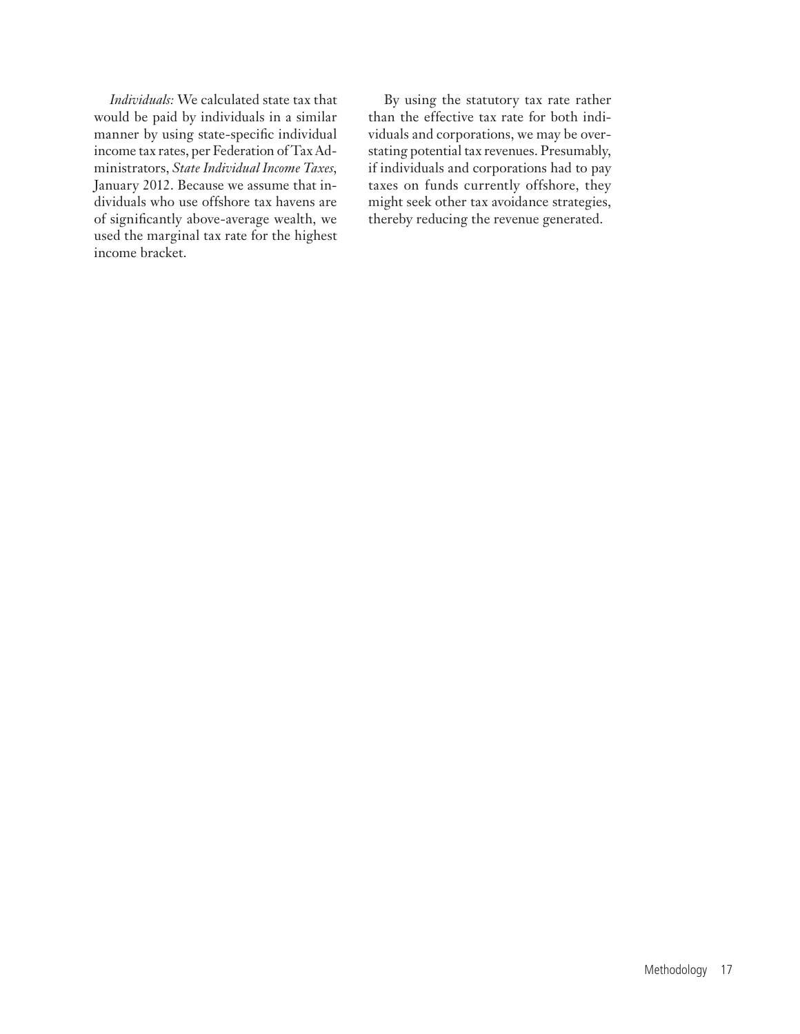*Individuals:* We calculated state tax that would be paid by individuals in a similar manner by using state-specific individual income tax rates, per Federation of Tax Administrators, *State Individual Income Taxes*, January 2012. Because we assume that individuals who use offshore tax havens are of significantly above-average wealth, we used the marginal tax rate for the highest income bracket.

By using the statutory tax rate rather than the effective tax rate for both individuals and corporations, we may be overstating potential tax revenues. Presumably, if individuals and corporations had to pay taxes on funds currently offshore, they might seek other tax avoidance strategies, thereby reducing the revenue generated.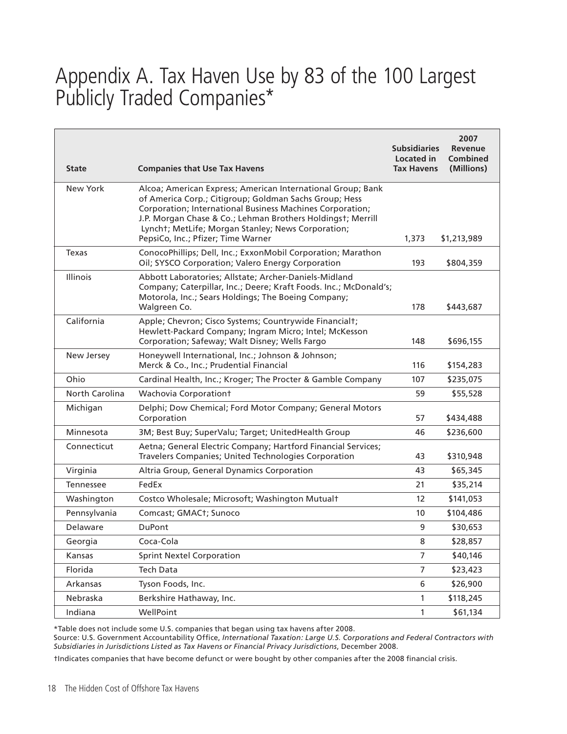# Appendix A. Tax Haven Use by 83 of the 100 Largest Publicly Traded Companies*

| State | Companies that Use Tax Havens | Subsidiaries Located in Tax Havens | 2007 Revenue Combined (Millions) |
|---|---|---|---|
| New York | Alcoa; American Express; American International Group; Bank of America Corp.; Citigroup; Goldman Sachs Group; Hess Corporation; International Business Machines Corporation; J.P. Morgan Chase & Co.; Lehman Brothers Holdings†; Merrill Lynch†; MetLife; Morgan Stanley; News Corporation; PepsiCo, Inc.; Pfizer; Time Warner | 1,373 | $1,213,989 |
| Texas | ConocoPhillips; Dell, Inc.; ExxonMobil Corporation; Marathon Oil; SYSCO Corporation; Valero Energy Corporation | 193 | $804,359 |
| Illinois | Abbott Laboratories; Allstate; Archer-Daniels-Midland Company; Caterpillar, Inc.; Deere; Kraft Foods. Inc.; McDonald's; Motorola, Inc.; Sears Holdings; The Boeing Company; Walgreen Co. | 178 | $443,687 |
| California | Apple; Chevron; Cisco Systems; Countrywide Financial†; Hewlett-Packard Company; Ingram Micro; Intel; McKesson Corporation; Safeway; Walt Disney; Wells Fargo | 148 | $696,155 |
| New Jersey | Honeywell International, Inc.; Johnson & Johnson; Merck & Co., Inc.; Prudential Financial | 116 | $154,283 |
| Ohio | Cardinal Health, Inc.; Kroger; The Procter & Gamble Company | 107 | $235,075 |
| North Carolina | Wachovia Corporation† | 59 | $55,528 |
| Michigan | Delphi; Dow Chemical; Ford Motor Company; General Motors Corporation | 57 | $434,488 |
| Minnesota | 3M; Best Buy; SuperValu; Target; UnitedHealth Group | 46 | $236,600 |
| Connecticut | Aetna; General Electric Company; Hartford Financial Services; Travelers Companies; United Technologies Corporation | 43 | $310,948 |
| Virginia | Altria Group, General Dynamics Corporation | 43 | $65,345 |
| Tennessee | FedEx | 21 | $35,214 |
| Washington | Costco Wholesale; Microsoft; Washington Mutual† | 12 | $141,053 |
| Pennsylvania | Comcast; GMAC†; Sunoco | 10 | $104,486 |
| Delaware | DuPont | 9 | $30,653 |
| Georgia | Coca-Cola | 8 | $28,857 |
| Kansas | Sprint Nextel Corporation | 7 | $40,146 |
| Florida | Tech Data | 7 | $23,423 |
| Arkansas | Tyson Foods, Inc. | 6 | $26,900 |
| Nebraska | Berkshire Hathaway, Inc. | 1 | $118,245 |
| Indiana | WellPoint | 1 | $61,134 |

*Table does not include some U.S. companies that began using tax havens after 2008.

Source: U.S. Government Accountability Office, *International Taxation: Large U.S. Corporations and Federal Contractors with Subsidiaries in Jurisdictions Listed as Tax Havens or Financial Privacy Jurisdictions*, December 2008.

†Indicates companies that have become defunct or were bought by other companies after the 2008 financial crisis.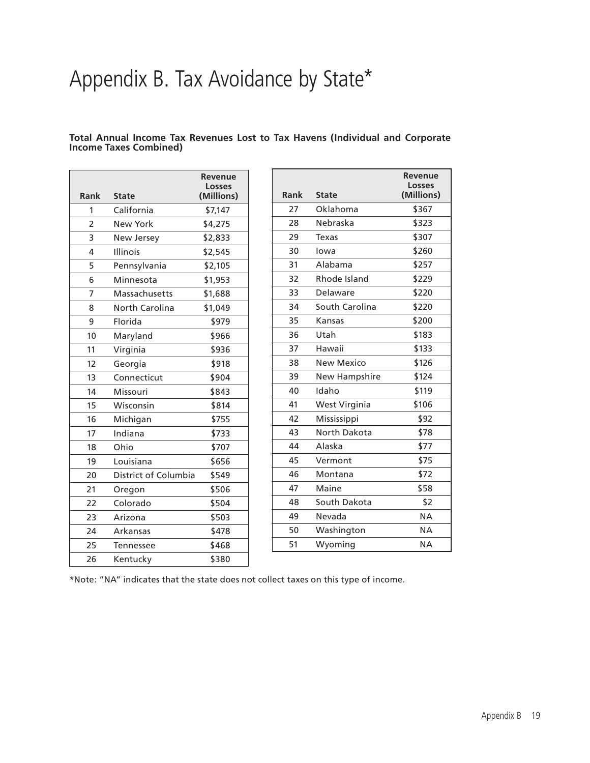# Appendix B. Tax Avoidance by State*

**Total Annual Income Tax Revenues Lost to Tax Havens (Individual and Corporate Income Taxes Combined)**

| Rank | State | Revenue Losses (Millions) |
|---|---|---|
| 1 | California | $7,147 |
| 2 | New York | $4,275 |
| 3 | New Jersey | $2,833 |
| 4 | Illinois | $2,545 |
| 5 | Pennsylvania | $2,105 |
| 6 | Minnesota | $1,953 |
| 7 | Massachusetts | $1,688 |
| 8 | North Carolina | $1,049 |
| 9 | Florida | $979 |
| 10 | Maryland | $966 |
| 11 | Virginia | $936 |
| 12 | Georgia | $918 |
| 13 | Connecticut | $904 |
| 14 | Missouri | $843 |
| 15 | Wisconsin | $814 |
| 16 | Michigan | $755 |
| 17 | Indiana | $733 |
| 18 | Ohio | $707 |
| 19 | Louisiana | $656 |
| 20 | District of Columbia | $549 |
| 21 | Oregon | $506 |
| 22 | Colorado | $504 |
| 23 | Arizona | $503 |
| 24 | Arkansas | $478 |
| 25 | Tennessee | $468 |
| 26 | Kentucky | $380 |
| 27 | Oklahoma | $367 |
| 28 | Nebraska | $323 |
| 29 | Texas | $307 |
| 30 | Iowa | $260 |
| 31 | Alabama | $257 |
| 32 | Rhode Island | $229 |
| 33 | Delaware | $220 |
| 34 | South Carolina | $220 |
| 35 | Kansas | $200 |
| 36 | Utah | $183 |
| 37 | Hawaii | $133 |
| 38 | New Mexico | $126 |
| 39 | New Hampshire | $124 |
| 40 | Idaho | $119 |
| 41 | West Virginia | $106 |
| 42 | Mississippi | $92 |
| 43 | North Dakota | $78 |
| 44 | Alaska | $77 |
| 45 | Vermont | $75 |
| 46 | Montana | $72 |
| 47 | Maine | $58 |
| 48 | South Dakota | $2 |
| 49 | Nevada | NA |
| 50 | Washington | NA |
| 51 | Wyoming | NA |

*Note: "NA" indicates that the state does not collect taxes on this type of income.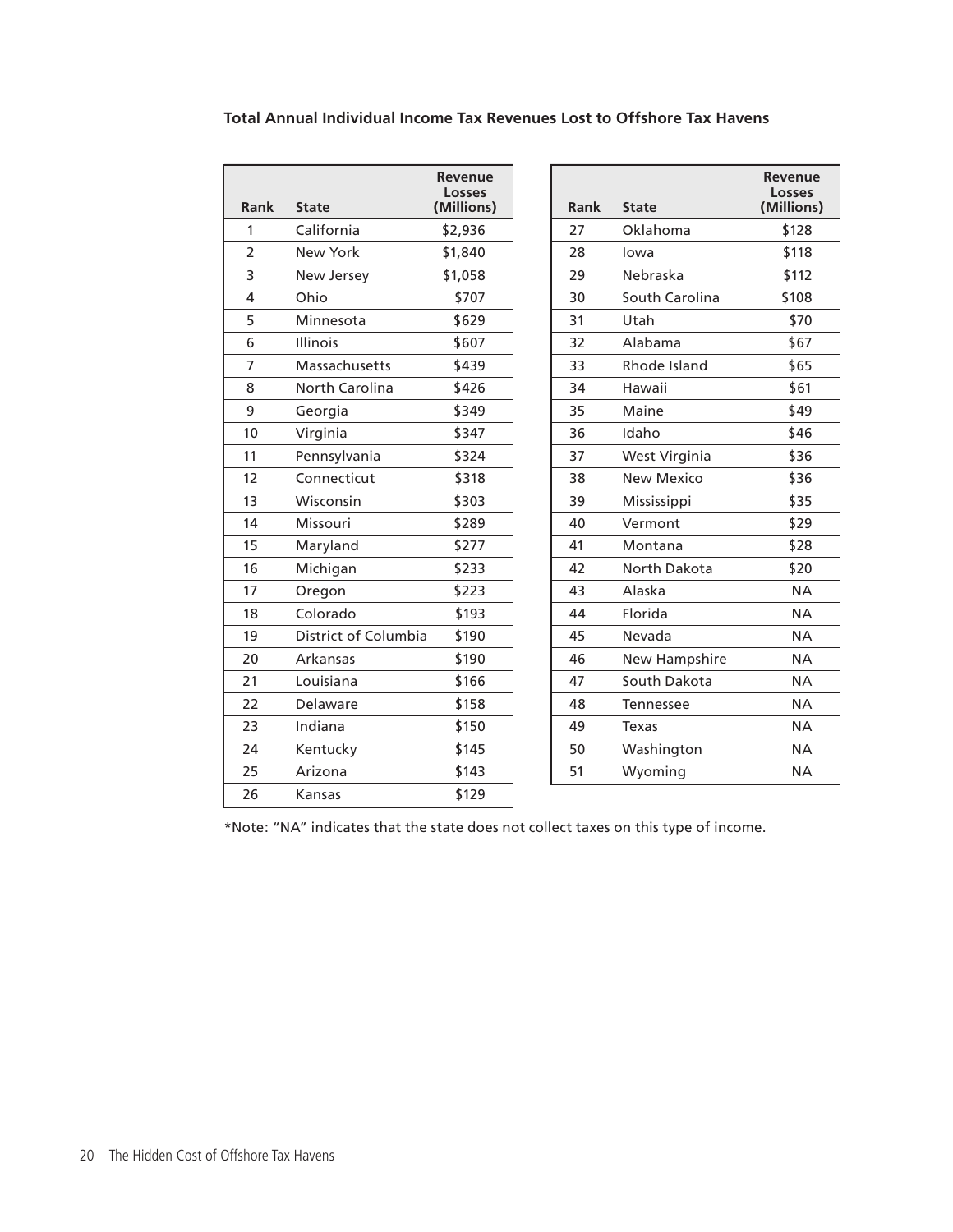**Total Annual Individual Income Tax Revenues Lost to Offshore Tax Havens**

| Rank | State | Revenue Losses (Millions) |
|---|---|---|
| 1 | California | $2,936 |
| 2 | New York | $1,840 |
| 3 | New Jersey | $1,058 |
| 4 | Ohio | $707 |
| 5 | Minnesota | $629 |
| 6 | Illinois | $607 |
| 7 | Massachusetts | $439 |
| 8 | North Carolina | $426 |
| 9 | Georgia | $349 |
| 10 | Virginia | $347 |
| 11 | Pennsylvania | $324 |
| 12 | Connecticut | $318 |
| 13 | Wisconsin | $303 |
| 14 | Missouri | $289 |
| 15 | Maryland | $277 |
| 16 | Michigan | $233 |
| 17 | Oregon | $223 |
| 18 | Colorado | $193 |
| 19 | District of Columbia | $190 |
| 20 | Arkansas | $190 |
| 21 | Louisiana | $166 |
| 22 | Delaware | $158 |
| 23 | Indiana | $150 |
| 24 | Kentucky | $145 |
| 25 | Arizona | $143 |
| 26 | Kansas | $129 |
| 27 | Oklahoma | $128 |
| 28 | Iowa | $118 |
| 29 | Nebraska | $112 |
| 30 | South Carolina | $108 |
| 31 | Utah | $70 |
| 32 | Alabama | $67 |
| 33 | Rhode Island | $65 |
| 34 | Hawaii | $61 |
| 35 | Maine | $49 |
| 36 | Idaho | $46 |
| 37 | West Virginia | $36 |
| 38 | New Mexico | $36 |
| 39 | Mississippi | $35 |
| 40 | Vermont | $29 |
| 41 | Montana | $28 |
| 42 | North Dakota | $20 |
| 43 | Alaska | NA |
| 44 | Florida | NA |
| 45 | Nevada | NA |
| 46 | New Hampshire | NA |
| 47 | South Dakota | NA |
| 48 | Tennessee | NA |
| 49 | Texas | NA |
| 50 | Washington | NA |
| 51 | Wyoming | NA |

*Note: "NA" indicates that the state does not collect taxes on this type of income.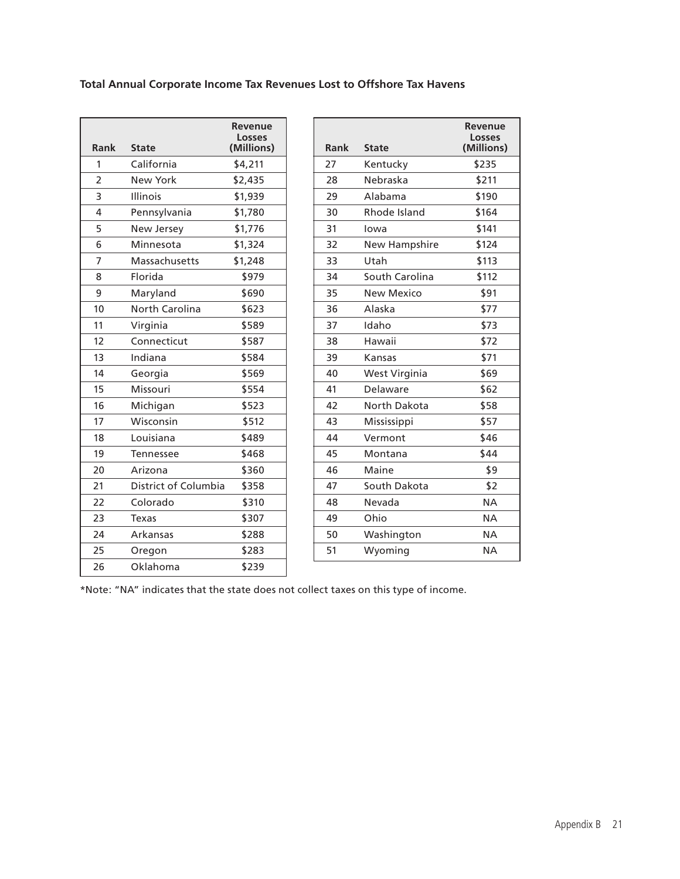**Total Annual Corporate Income Tax Revenues Lost to Offshore Tax Havens**

| Rank | State | Revenue Losses (Millions) |
|---|---|---|
| 1 | California | $4,211 |
| 2 | New York | $2,435 |
| 3 | Illinois | $1,939 |
| 4 | Pennsylvania | $1,780 |
| 5 | New Jersey | $1,776 |
| 6 | Minnesota | $1,324 |
| 7 | Massachusetts | $1,248 |
| 8 | Florida | $979 |
| 9 | Maryland | $690 |
| 10 | North Carolina | $623 |
| 11 | Virginia | $589 |
| 12 | Connecticut | $587 |
| 13 | Indiana | $584 |
| 14 | Georgia | $569 |
| 15 | Missouri | $554 |
| 16 | Michigan | $523 |
| 17 | Wisconsin | $512 |
| 18 | Louisiana | $489 |
| 19 | Tennessee | $468 |
| 20 | Arizona | $360 |
| 21 | District of Columbia | $358 |
| 22 | Colorado | $310 |
| 23 | Texas | $307 |
| 24 | Arkansas | $288 |
| 25 | Oregon | $283 |
| 26 | Oklahoma | $239 |
| 27 | Kentucky | $235 |
| 28 | Nebraska | $211 |
| 29 | Alabama | $190 |
| 30 | Rhode Island | $164 |
| 31 | Iowa | $141 |
| 32 | New Hampshire | $124 |
| 33 | Utah | $113 |
| 34 | South Carolina | $112 |
| 35 | New Mexico | $91 |
| 36 | Alaska | $77 |
| 37 | Idaho | $73 |
| 38 | Hawaii | $72 |
| 39 | Kansas | $71 |
| 40 | West Virginia | $69 |
| 41 | Delaware | $62 |
| 42 | North Dakota | $58 |
| 43 | Mississippi | $57 |
| 44 | Vermont | $46 |
| 45 | Montana | $44 |
| 46 | Maine | $9 |
| 47 | South Dakota | $2 |
| 48 | Nevada | NA |
| 49 | Ohio | NA |
| 50 | Washington | NA |
| 51 | Wyoming | NA |

*Note: "NA" indicates that the state does not collect taxes on this type of income.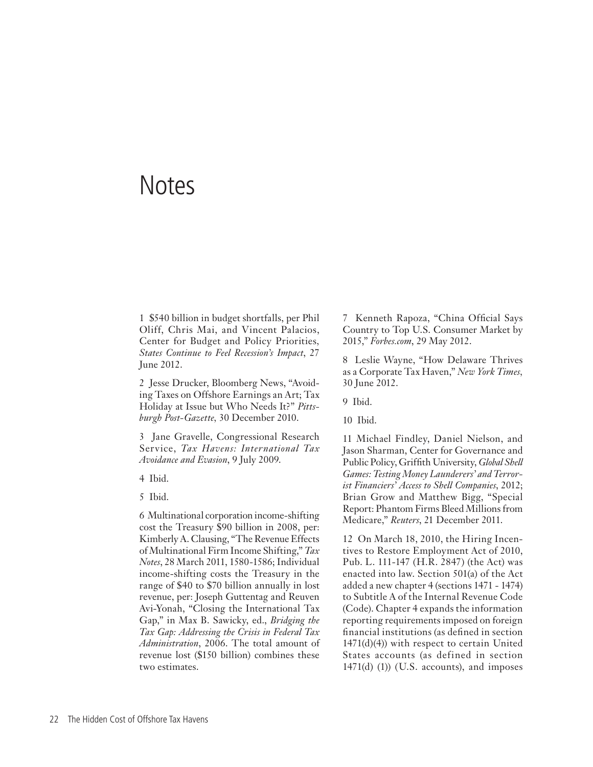# Notes

1 $540 billion in budget shortfalls, per Phil Oliff, Chris Mai, and Vincent Palacios, Center for Budget and Policy Priorities, *States Continue to Feel Recession's Impact*, 27 June 2012.

2 Jesse Drucker, Bloomberg News, "Avoiding Taxes on Offshore Earnings an Art; Tax Holiday at Issue but Who Needs It?" *Pittsburgh Post-Gazette*, 30 December 2010.

3 Jane Gravelle, Congressional Research Service, *Tax Havens: International Tax Avoidance and Evasion*, 9 July 2009.

4 Ibid.

5 Ibid.

6 Multinational corporation income-shifting cost the Treasury $90 billion in 2008, per: Kimberly A. Clausing, "The Revenue Effects of Multinational Firm Income Shifting," *Tax Notes*, 28 March 2011, 1580-1586; Individual income-shifting costs the Treasury in the range of $40 to $70 billion annually in lost revenue, per: Joseph Guttentag and Reuven Avi-Yonah, "Closing the International Tax Gap," in Max B. Sawicky, ed., *Bridging the Tax Gap: Addressing the Crisis in Federal Tax Administration*, 2006. The total amount of revenue lost ($150 billion) combines these two estimates.

7 Kenneth Rapoza, "China Official Says Country to Top U.S. Consumer Market by 2015," *Forbes.com*, 29 May 2012.

8 Leslie Wayne, "How Delaware Thrives as a Corporate Tax Haven," *New York Times*, 30 June 2012.

9 Ibid.

10 Ibid.

11 Michael Findley, Daniel Nielson, and Jason Sharman, Center for Governance and Public Policy, Griffith University, *Global Shell Games: Testing Money Launderers' and Terrorist Financiers' Access to Shell Companies*, 2012; Brian Grow and Matthew Bigg, "Special Report: Phantom Firms Bleed Millions from Medicare," *Reuters*, 21 December 2011.

12 On March 18, 2010, the Hiring Incentives to Restore Employment Act of 2010, Pub. L. 111-147 (H.R. 2847) (the Act) was enacted into law. Section 501(a) of the Act added a new chapter 4 (sections 1471 - 1474) to Subtitle A of the Internal Revenue Code (Code). Chapter 4 expands the information reporting requirements imposed on foreign financial institutions (as defined in section 1471(d)(4)) with respect to certain United States accounts (as defined in section 1471(d) (1)) (U.S. accounts), and imposes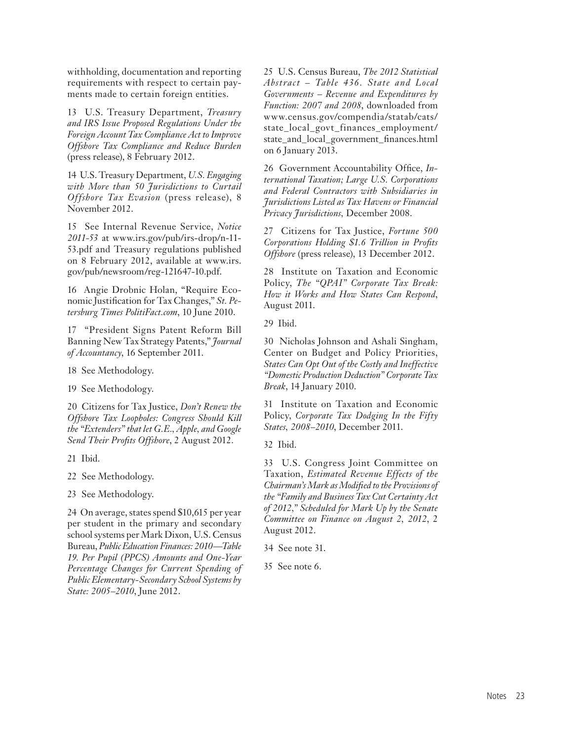withholding, documentation and reporting requirements with respect to certain payments made to certain foreign entities.

13 U.S. Treasury Department, *Treasury and IRS Issue Proposed Regulations Under the Foreign Account Tax Compliance Act to Improve Offshore Tax Compliance and Reduce Burden* (press release), 8 February 2012.

14 U.S. Treasury Department, *U.S. Engaging with More than 50 Jurisdictions to Curtail Offshore Tax Evasion* (press release), 8 November 2012.

15 See Internal Revenue Service, *Notice 2011-53* at www.irs.gov/pub/irs-drop/n-11-53.pdf and Treasury regulations published on 8 February 2012, available at www.irs.gov/pub/newsroom/reg-121647-10.pdf.

16 Angie Drobnic Holan, "Require Economic Justification for Tax Changes," *St. Petersburg Times PolitiFact.com*, 10 June 2010.

17 "President Signs Patent Reform Bill Banning New Tax Strategy Patents," *Journal of Accountancy*, 16 September 2011.

18 See Methodology.

19 See Methodology.

20 Citizens for Tax Justice, *Don't Renew the Offshore Tax Loopholes: Congress Should Kill the "Extenders" that let G.E., Apple, and Google Send Their Profits Offshore*, 2 August 2012.

21 Ibid.

22 See Methodology.

23 See Methodology.

24 On average, states spend $10,615 per year per student in the primary and secondary school systems per Mark Dixon, U.S. Census Bureau, *Public Education Finances: 2010—Table 19. Per Pupil (PPCS) Amounts and One-Year Percentage Changes for Current Spending of Public Elementary-Secondary School Systems by State: 2005–2010*, June 2012.

25 U.S. Census Bureau, *The 2012 Statistical Abstract – Table 436. State and Local Governments – Revenue and Expenditures by Function: 2007 and 2008*, downloaded from www.census.gov/compendia/statab/cats/state_local_govt_finances_employment/state_and_local_government_finances.html on 6 January 2013.

26 Government Accountability Office, *International Taxation; Large U.S. Corporations and Federal Contractors with Subsidiaries in Jurisdictions Listed as Tax Havens or Financial Privacy Jurisdictions*, December 2008.

27 Citizens for Tax Justice, *Fortune 500 Corporations Holding $1.6 Trillion in Profits Offshore* (press release), 13 December 2012.

28 Institute on Taxation and Economic Policy, *The "QPAI" Corporate Tax Break: How it Works and How States Can Respond*, August 2011.

29 Ibid.

30 Nicholas Johnson and Ashali Singham, Center on Budget and Policy Priorities, *States Can Opt Out of the Costly and Ineffective "Domestic Production Deduction" Corporate Tax Break*, 14 January 2010.

31 Institute on Taxation and Economic Policy, *Corporate Tax Dodging In the Fifty States, 2008–2010*, December 2011.

32 Ibid.

33 U.S. Congress Joint Committee on Taxation, *Estimated Revenue Effects of the Chairman's Mark as Modified to the Provisions of the "Family and Business Tax Cut Certainty Act of 2012," Scheduled for Mark Up by the Senate Committee on Finance on August 2, 2012*, 2 August 2012.

34 See note 31.

35 See note 6.